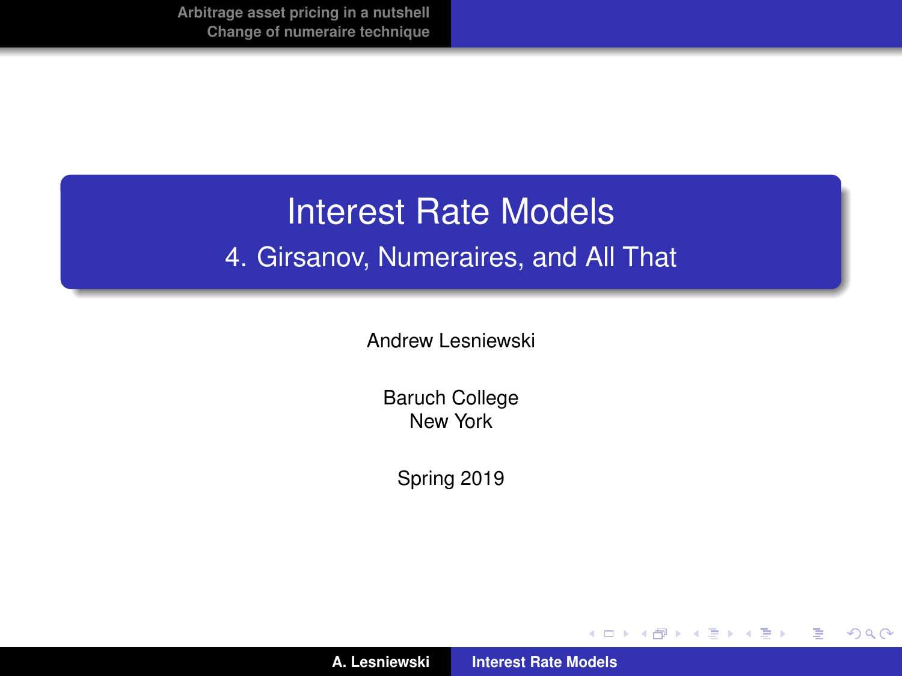# Interest Rate Models

## 4. Girsanov, Numeraires, and All That

Andrew Lesniewski

Baruch College
New York

Spring 2019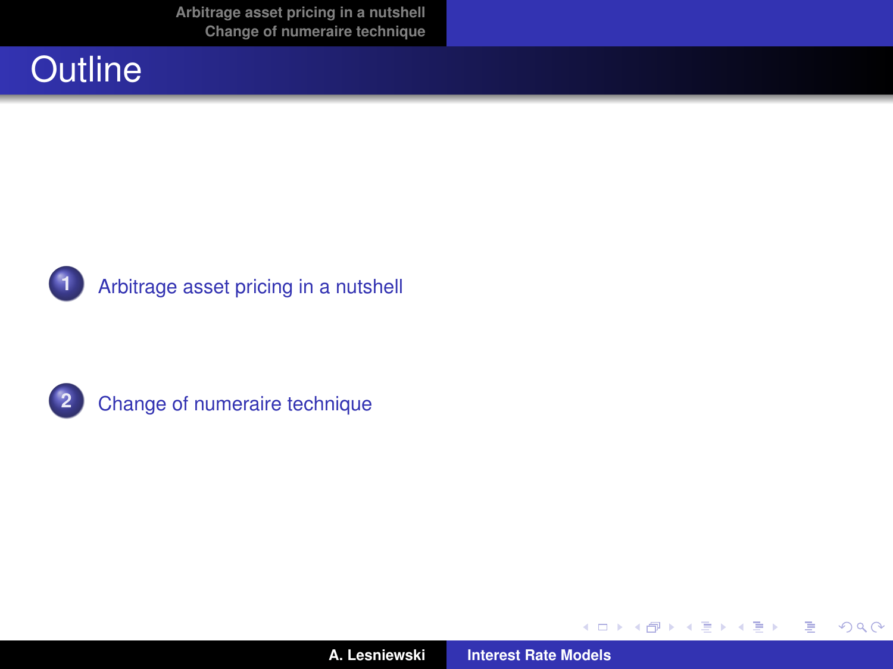# Outline

1. Arbitrage asset pricing in a nutshell

2. Change of numeraire technique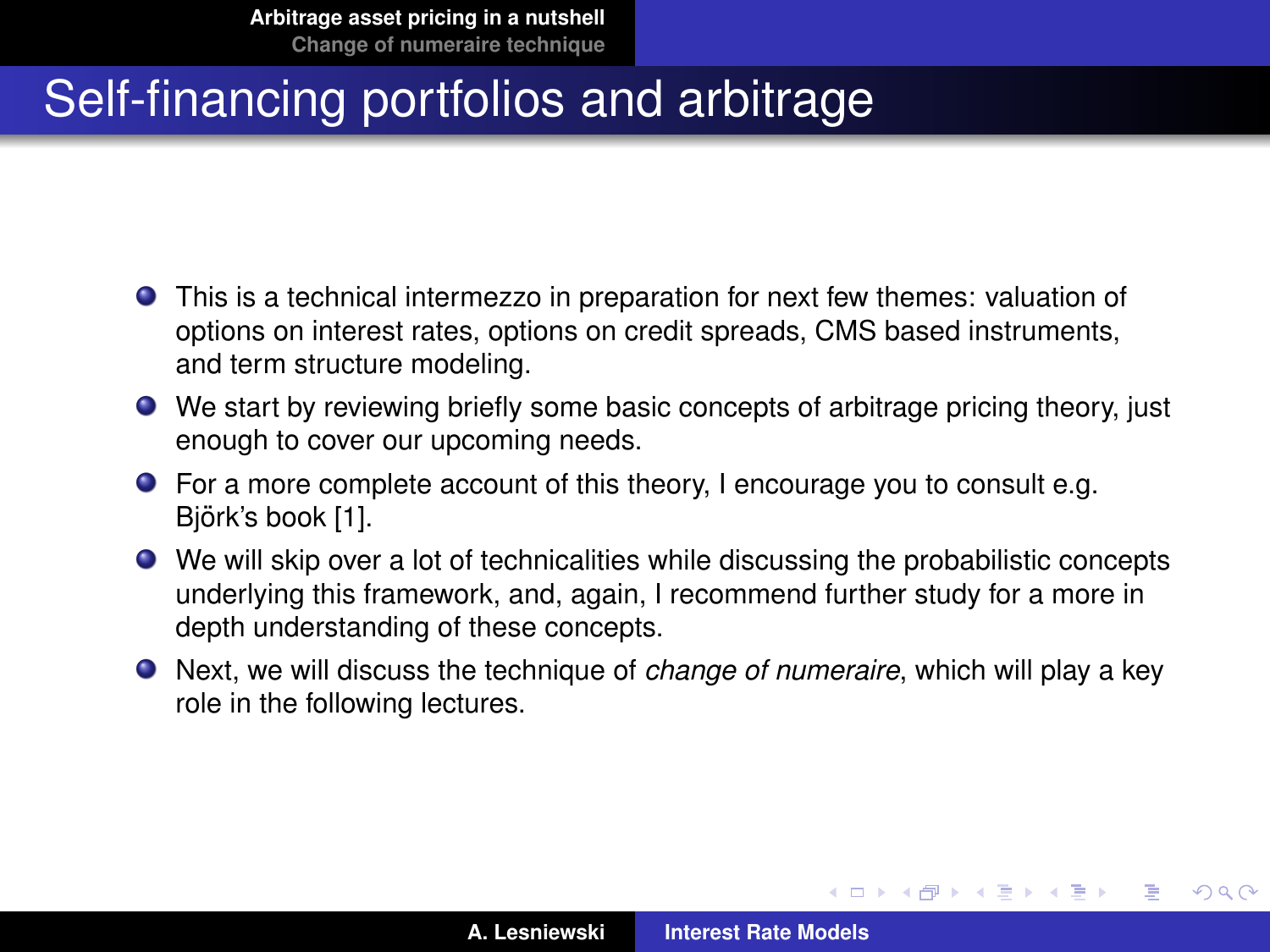# Self-financing portfolios and arbitrage

- This is a technical intermezzo in preparation for next few themes: valuation of options on interest rates, options on credit spreads, CMS based instruments, and term structure modeling.
- We start by reviewing briefly some basic concepts of arbitrage pricing theory, just enough to cover our upcoming needs.
- For a more complete account of this theory, I encourage you to consult e.g. Björk's book [1].
- We will skip over a lot of technicalities while discussing the probabilistic concepts underlying this framework, and, again, I recommend further study for a more in depth understanding of these concepts.
- Next, we will discuss the technique of *change of numeraire*, which will play a key role in the following lectures.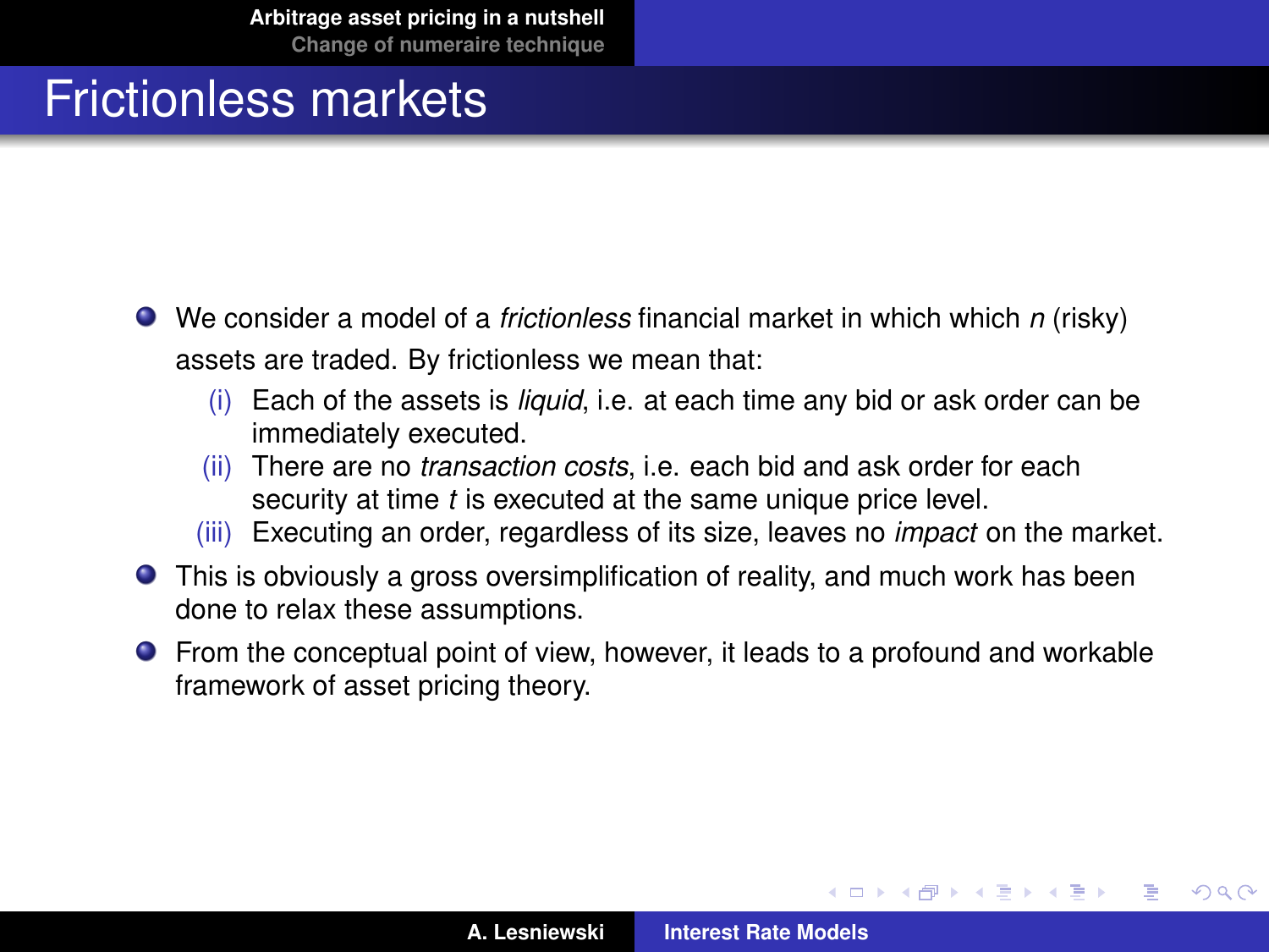# Frictionless markets

- We consider a model of a *frictionless* financial market in which which $n$ (risky) assets are traded. By frictionless we mean that:
  - (i) Each of the assets is *liquid*, i.e. at each time any bid or ask order can be immediately executed.
  - (ii) There are no *transaction costs*, i.e. each bid and ask order for each security at time $t$ is executed at the same unique price level.
  - (iii) Executing an order, regardless of its size, leaves no *impact* on the market.
- This is obviously a gross oversimplification of reality, and much work has been done to relax these assumptions.
- From the conceptual point of view, however, it leads to a profound and workable framework of asset pricing theory.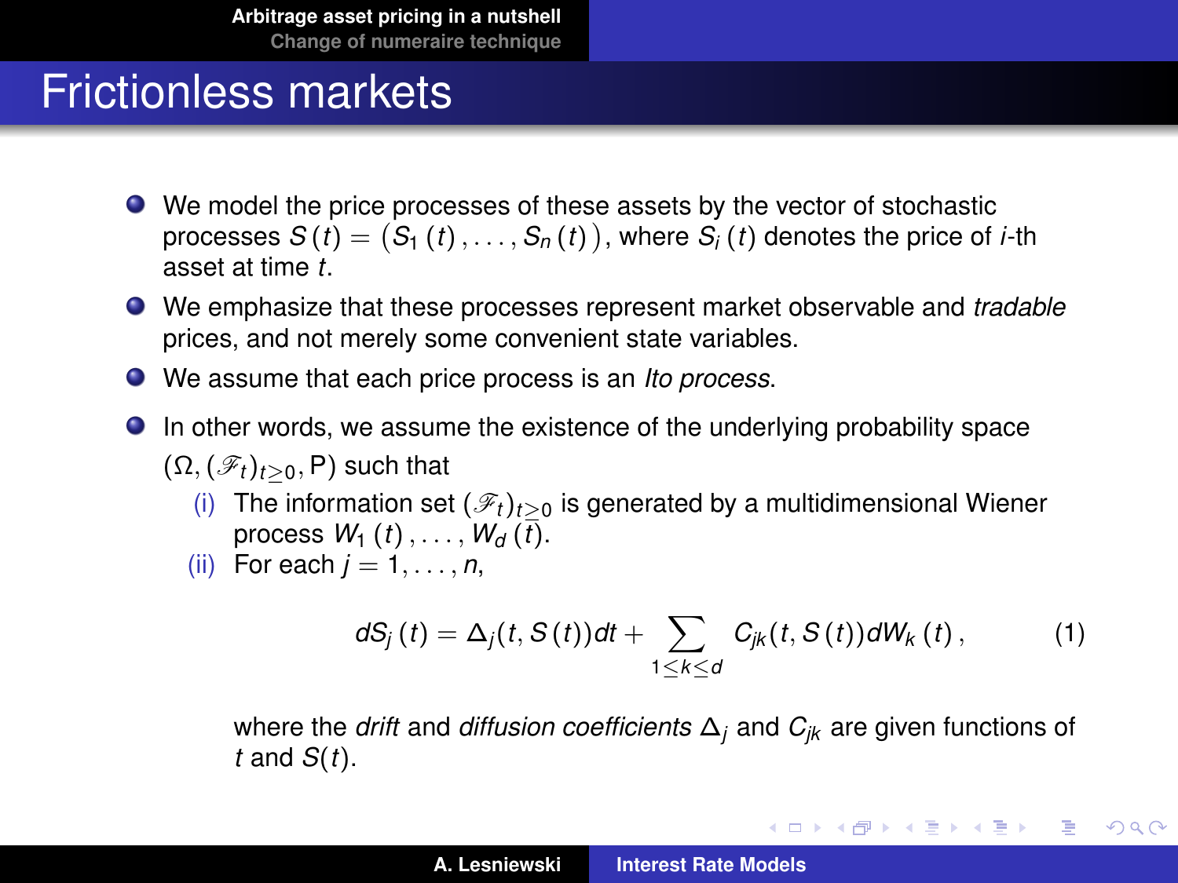# Frictionless markets

- We model the price processes of these assets by the vector of stochastic processes $S(t) = \big(S_1(t), \ldots, S_n(t)\big)$, where $S_i(t)$ denotes the price of $i$-th asset at time $t$.
- We emphasize that these processes represent market observable and *tradable* prices, and not merely some convenient state variables.
- We assume that each price process is an *Ito process*.
- In other words, we assume the existence of the underlying probability space $(\Omega, (\mathscr{F}_t)_{t\geq 0}, \mathrm{P})$ such that
  - (i) The information set $(\mathscr{F}_t)_{t\geq 0}$ is generated by a multidimensional Wiener process $W_1(t), \ldots, W_d(t)$.
  - (ii) For each $j = 1, \ldots, n$,

$$dS_j(t) = \Delta_j(t, S(t))dt + \sum_{1\leq k\leq d} C_{jk}(t, S(t))dW_k(t)\,, \tag{1}$$

where the *drift* and *diffusion coefficients* $\Delta_j$ and $C_{jk}$ are given functions of $t$ and $S(t)$.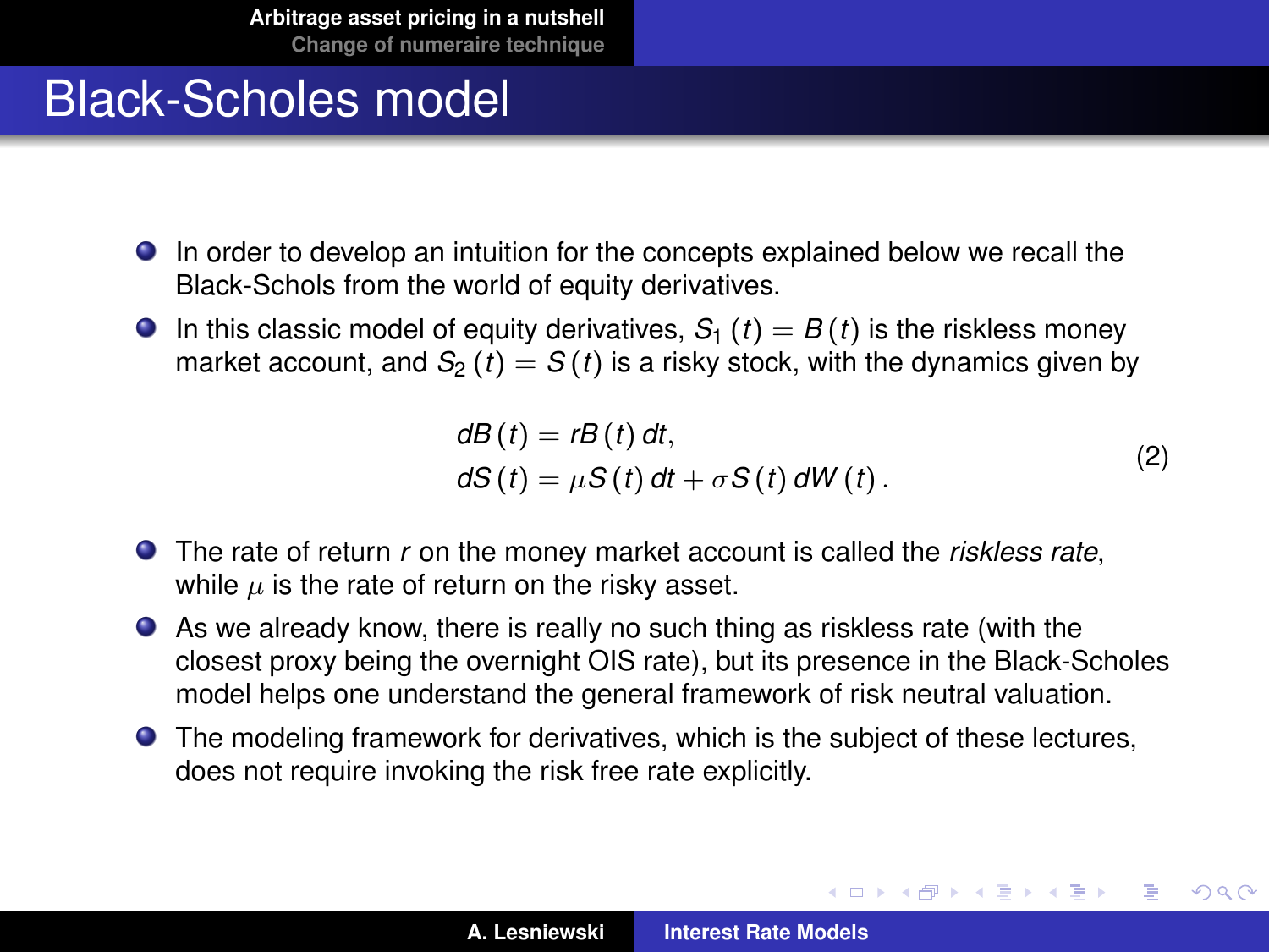# Black-Scholes model

- In order to develop an intuition for the concepts explained below we recall the Black-Schols from the world of equity derivatives.
- In this classic model of equity derivatives, $S_1(t) = B(t)$ is the riskless money market account, and $S_2(t) = S(t)$ is a risky stock, with the dynamics given by

$$
\begin{aligned}
dB(t) &= rB(t)\,dt, \\
dS(t) &= \mu S(t)\,dt + \sigma S(t)\,dW(t).
\end{aligned}
\tag{2}
$$

- The rate of return $r$ on the money market account is called the *riskless rate*, while $\mu$ is the rate of return on the risky asset.
- As we already know, there is really no such thing as riskless rate (with the closest proxy being the overnight OIS rate), but its presence in the Black-Scholes model helps one understand the general framework of risk neutral valuation.
- The modeling framework for derivatives, which is the subject of these lectures, does not require invoking the risk free rate explicitly.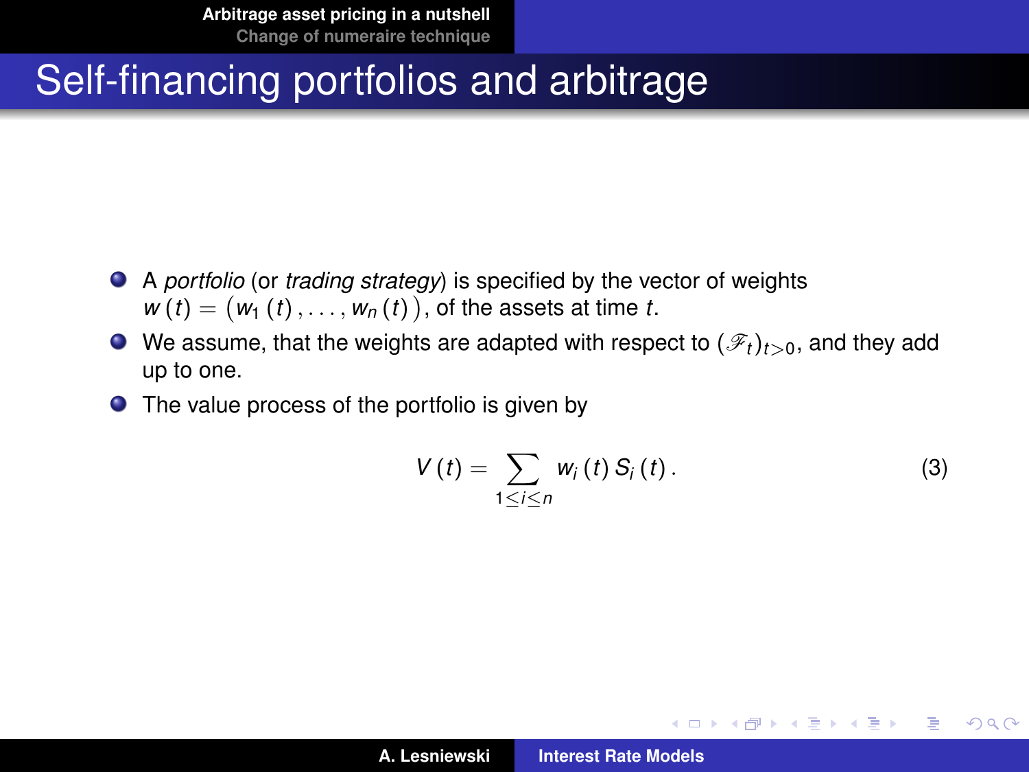# Self-financing portfolios and arbitrage

- A *portfolio* (or *trading strategy*) is specified by the vector of weights $w(t) = \big(w_1(t), \ldots, w_n(t)\big)$, of the assets at time $t$.
- We assume, that the weights are adapted with respect to $(\mathscr{F}_t)_{t>0}$, and they add up to one.
- The value process of the portfolio is given by

$$V(t) = \sum_{1 \le i \le n} w_i(t) S_i(t). \tag{3}$$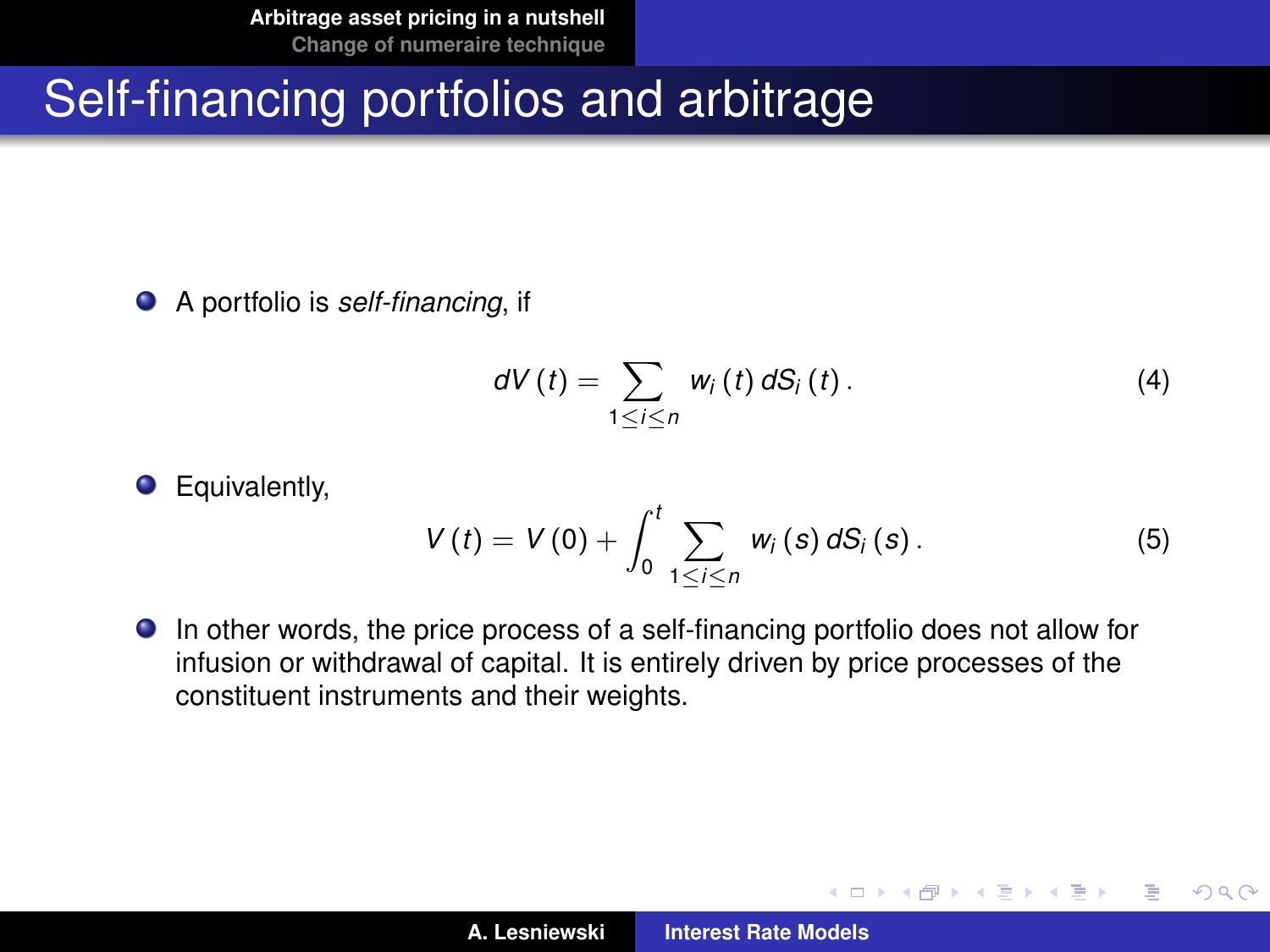## Self-financing portfolios and arbitrage

- A portfolio is *self-financing*, if

$$dV(t) = \sum_{1 \le i \le n} w_i(t)\, dS_i(t). \tag{4}$$

- Equivalently,

$$V(t) = V(0) + \int_0^t \sum_{1 \le i \le n} w_i(s)\, dS_i(s). \tag{5}$$

- In other words, the price process of a self-financing portfolio does not allow for infusion or withdrawal of capital. It is entirely driven by price processes of the constituent instruments and their weights.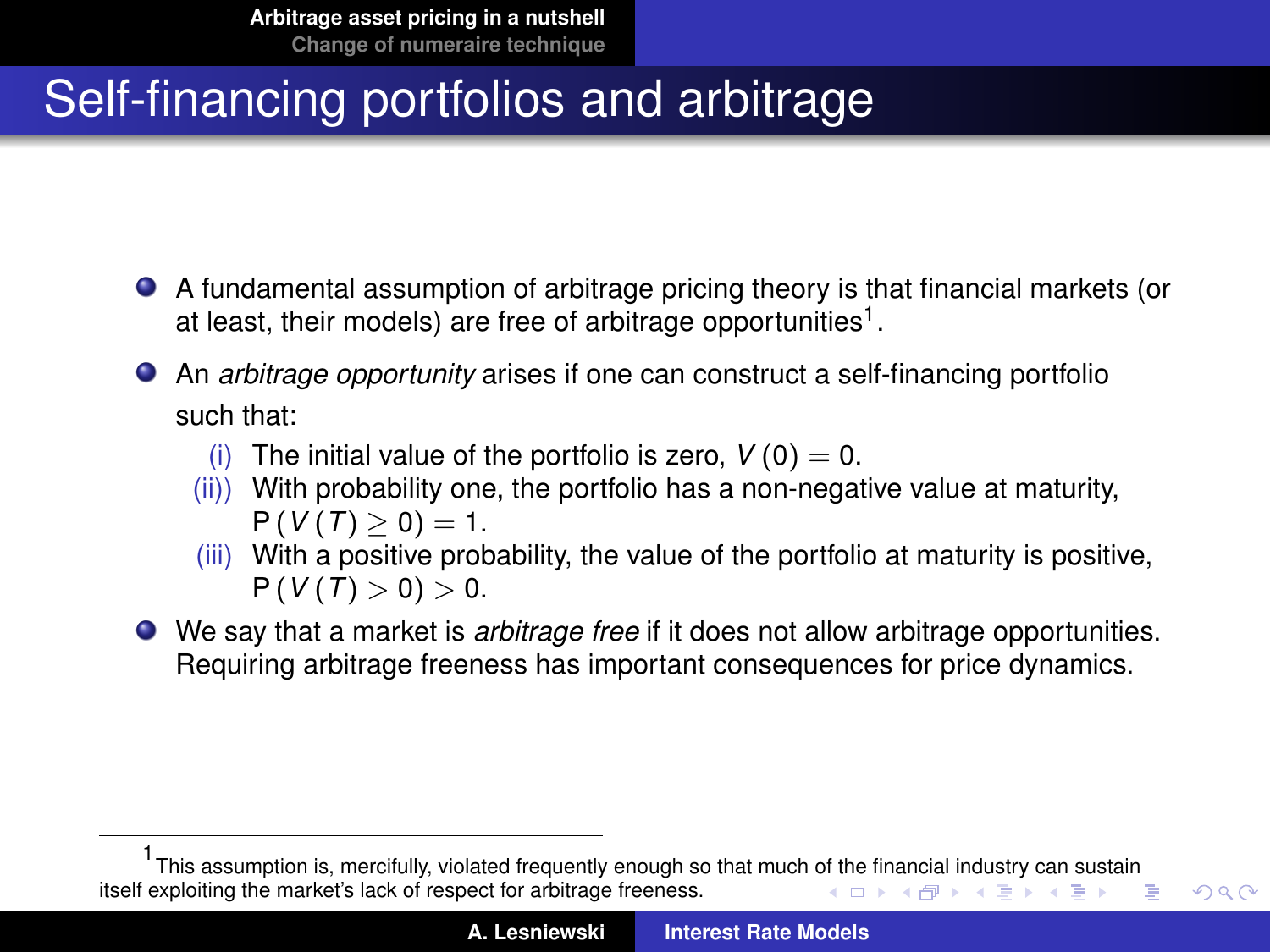# Self-financing portfolios and arbitrage

- A fundamental assumption of arbitrage pricing theory is that financial markets (or at least, their models) are free of arbitrage opportunities[1].
- An *arbitrage opportunity* arises if one can construct a self-financing portfolio such that:
  - (i) The initial value of the portfolio is zero, $V(0) = 0$.
  - (ii)) With probability one, the portfolio has a non-negative value at maturity, $\mathsf{P}(V(T) \geq 0) = 1$.
  - (iii) With a positive probability, the value of the portfolio at maturity is positive, $\mathsf{P}(V(T) > 0) > 0$.
- We say that a market is *arbitrage free* if it does not allow arbitrage opportunities. Requiring arbitrage freeness has important consequences for price dynamics.

[1] This assumption is, mercifully, violated frequently enough so that much of the financial industry can sustain itself exploiting the market's lack of respect for arbitrage freeness.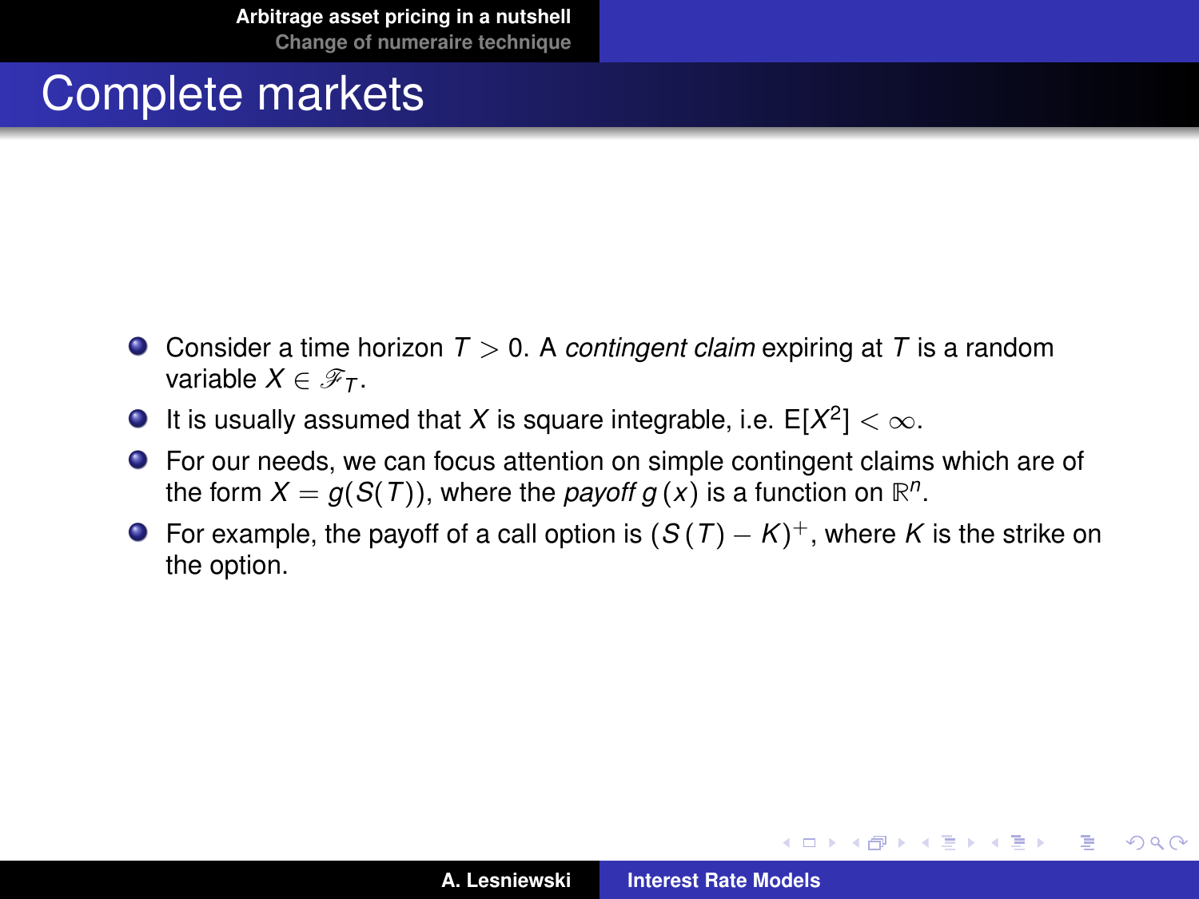# Complete markets

- Consider a time horizon $T > 0$. A *contingent claim* expiring at $T$ is a random variable $X \in \mathscr{F}_T$.
- It is usually assumed that $X$ is square integrable, i.e. $\mathrm{E}[X^2] < \infty$.
- For our needs, we can focus attention on simple contingent claims which are of the form $X = g(S(T))$, where the *payoff* $g(x)$ is a function on $\mathbb{R}^n$.
- For example, the payoff of a call option is $(S(T) - K)^+$, where $K$ is the strike on the option.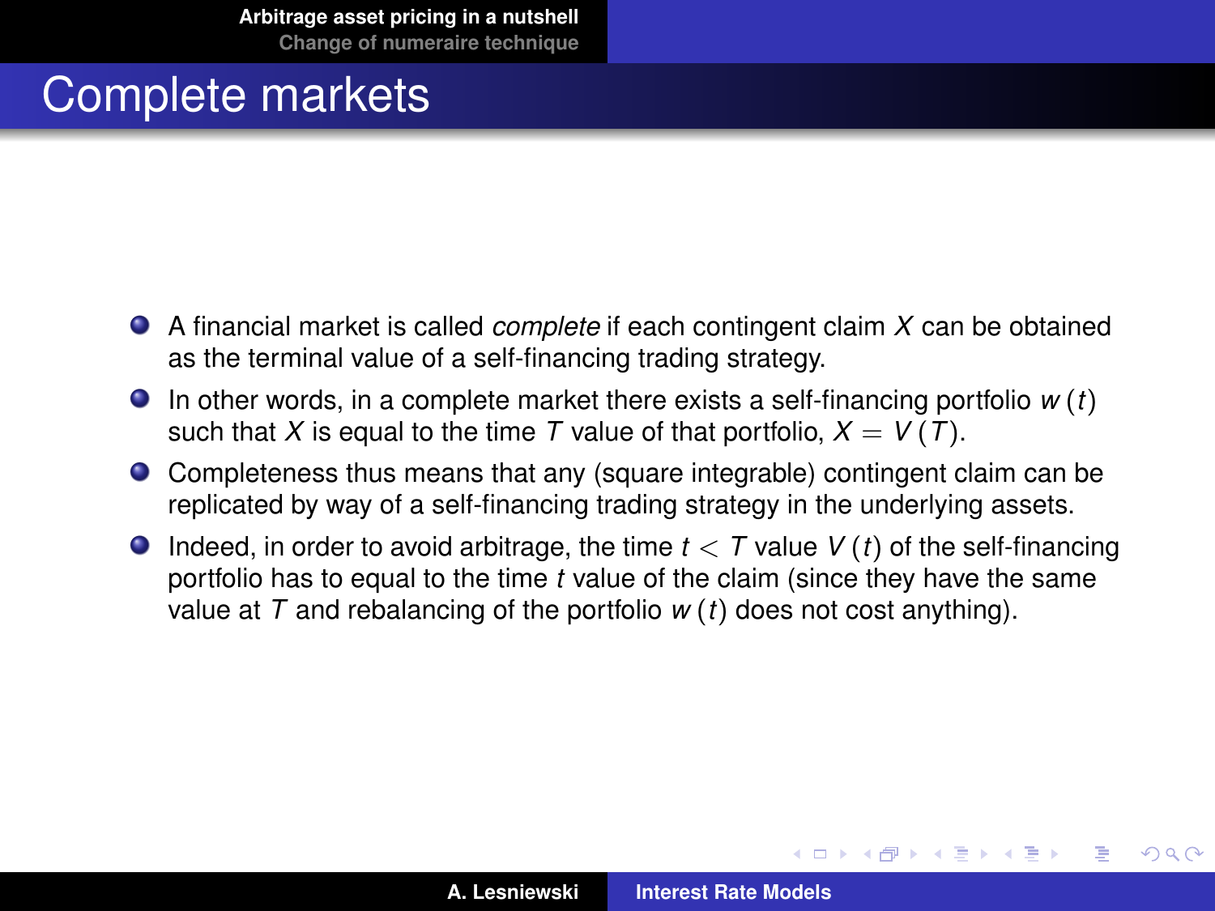# Complete markets

- A financial market is called *complete* if each contingent claim $X$ can be obtained as the terminal value of a self-financing trading strategy.
- In other words, in a complete market there exists a self-financing portfolio $w(t)$ such that $X$ is equal to the time $T$ value of that portfolio, $X = V(T)$.
- Completeness thus means that any (square integrable) contingent claim can be replicated by way of a self-financing trading strategy in the underlying assets.
- Indeed, in order to avoid arbitrage, the time $t < T$ value $V(t)$ of the self-financing portfolio has to equal to the time $t$ value of the claim (since they have the same value at $T$ and rebalancing of the portfolio $w(t)$ does not cost anything).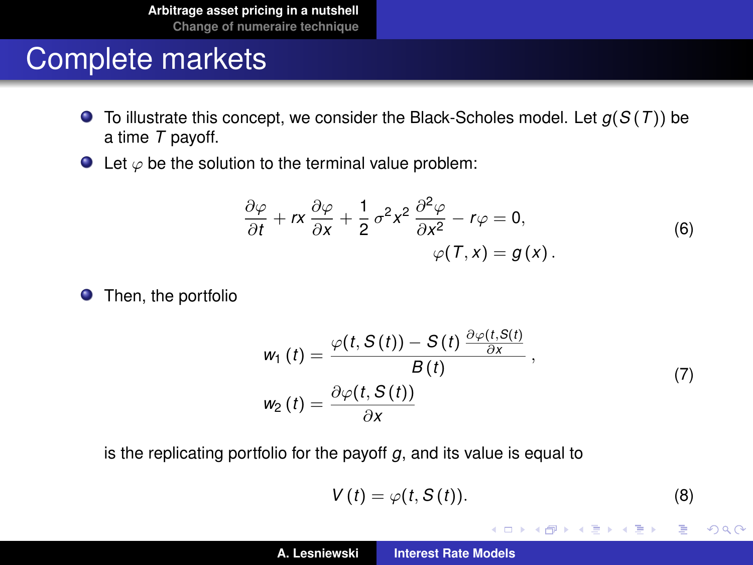# Complete markets

- To illustrate this concept, we consider the Black-Scholes model. Let $g(S(T))$ be a time $T$ payoff.
- Let $\varphi$ be the solution to the terminal value problem:

$$
\begin{aligned}
\frac{\partial \varphi}{\partial t} + rx\,\frac{\partial \varphi}{\partial x} + \frac{1}{2}\,\sigma^2 x^2\,\frac{\partial^2 \varphi}{\partial x^2} - r\varphi &= 0, \\
\varphi(T, x) &= g(x).
\end{aligned}
\tag{6}
$$

- Then, the portfolio

$$
\begin{aligned}
w_1(t) &= \frac{\varphi(t, S(t)) - S(t)\,\frac{\partial \varphi(t, S(t))}{\partial x}}{B(t)}, \\
w_2(t) &= \frac{\partial \varphi(t, S(t))}{\partial x}
\end{aligned}
\tag{7}
$$

is the replicating portfolio for the payoff $g$, and its value is equal to

$$
V(t) = \varphi(t, S(t)).
\tag{8}
$$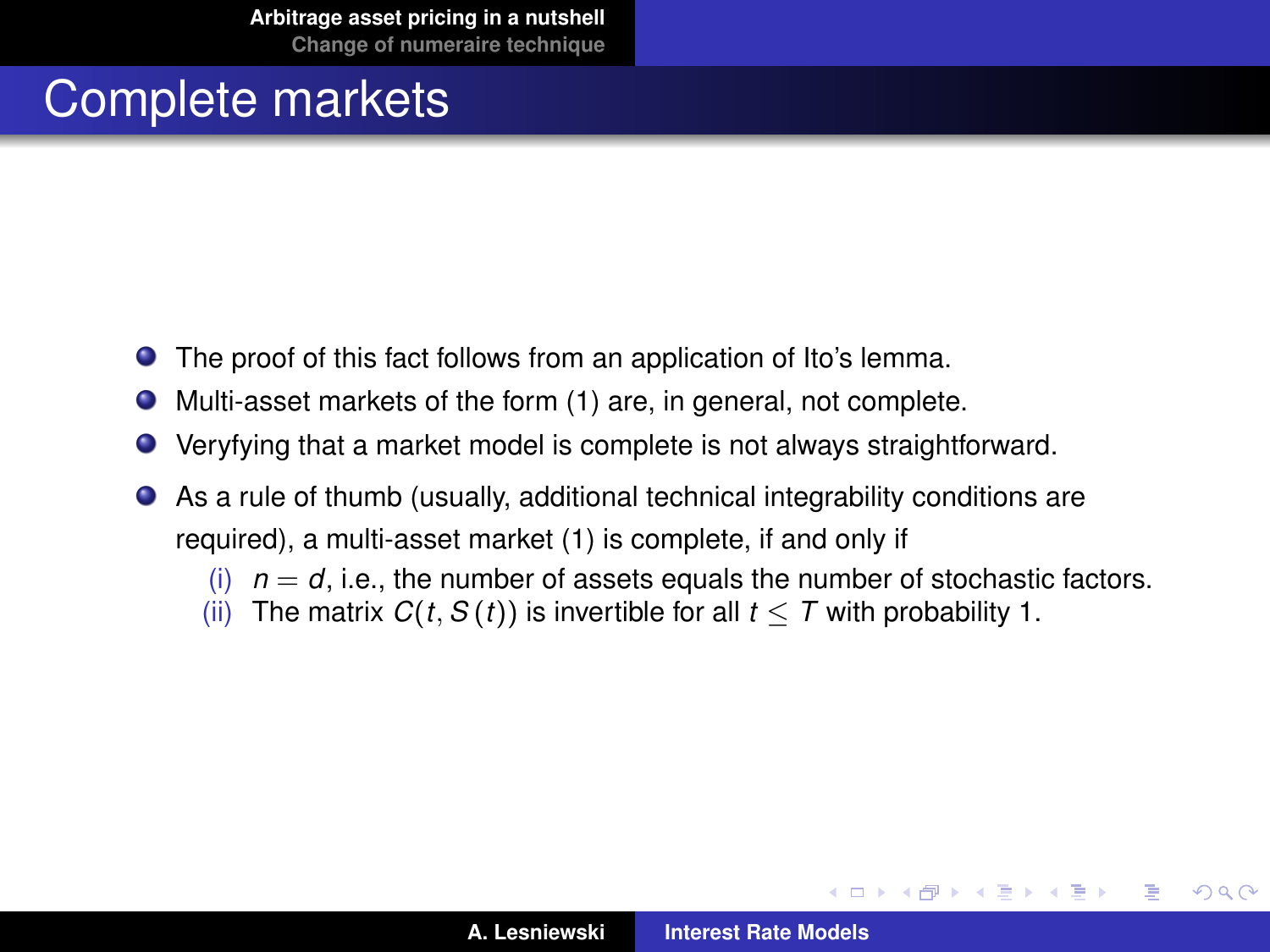# Complete markets

- The proof of this fact follows from an application of Ito's lemma.
- Multi-asset markets of the form (1) are, in general, not complete.
- Veryfying that a market model is complete is not always straightforward.
- As a rule of thumb (usually, additional technical integrability conditions are required), a multi-asset market (1) is complete, if and only if
  - (i) $n = d$, i.e., the number of assets equals the number of stochastic factors.
  - (ii) The matrix $C(t, S(t))$ is invertible for all $t \leq T$ with probability 1.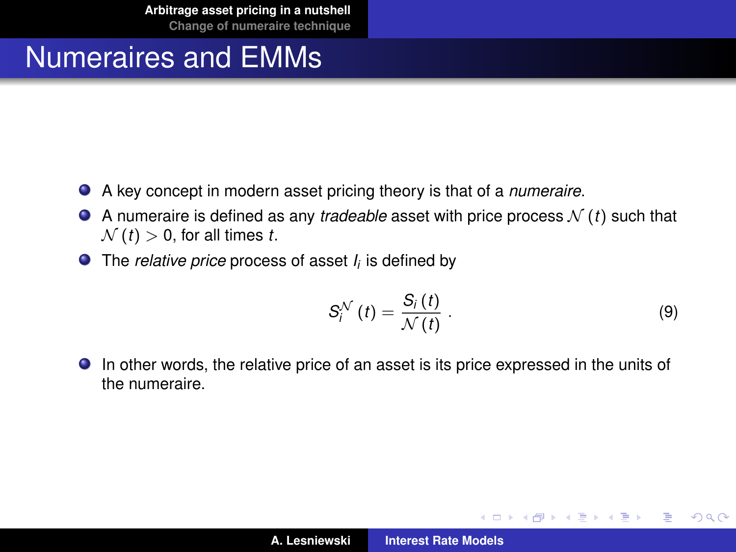# Numeraires and EMMs

- A key concept in modern asset pricing theory is that of a *numeraire*.
- A numeraire is defined as any *tradeable* asset with price process $\mathcal{N}(t)$ such that $\mathcal{N}(t) > 0$, for all times $t$.
- The *relative price* process of asset $I_i$ is defined by

$$S_i^{\mathcal{N}}(t) = \frac{S_i(t)}{\mathcal{N}(t)}\,. \tag{9}$$

- In other words, the relative price of an asset is its price expressed in the units of the numeraire.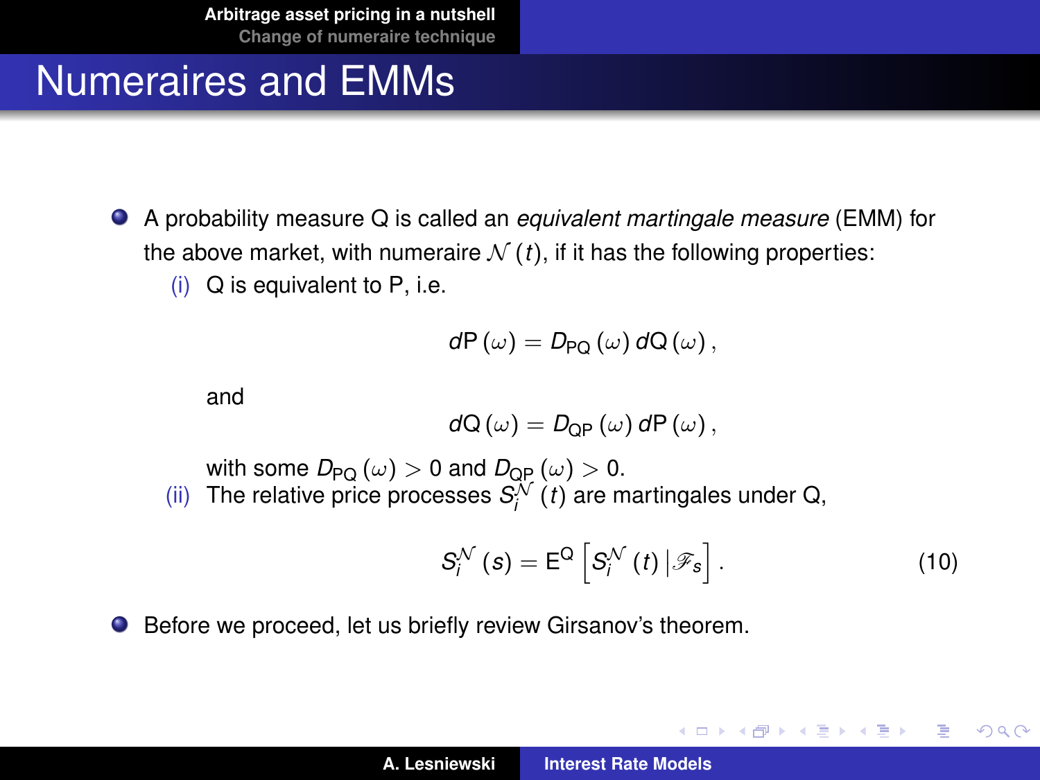## Numeraires and EMMs

- A probability measure Q is called an *equivalent martingale measure* (EMM) for the above market, with numeraire $\mathcal{N}(t)$, if it has the following properties:
  - (i) Q is equivalent to P, i.e.

    $$dP(\omega) = D_{PQ}(\omega)\, dQ(\omega),$$

    and

    $$dQ(\omega) = D_{QP}(\omega)\, dP(\omega),$$

    with some $D_{PQ}(\omega) > 0$ and $D_{QP}(\omega) > 0$.
  - (ii) The relative price processes $S_i^{\mathcal{N}}(t)$ are martingales under Q,

    $$S_i^{\mathcal{N}}(s) = E^{Q}\left[S_i^{\mathcal{N}}(t)\,|\mathscr{F}_s\right]. \tag{10}$$

- Before we proceed, let us briefly review Girsanov's theorem.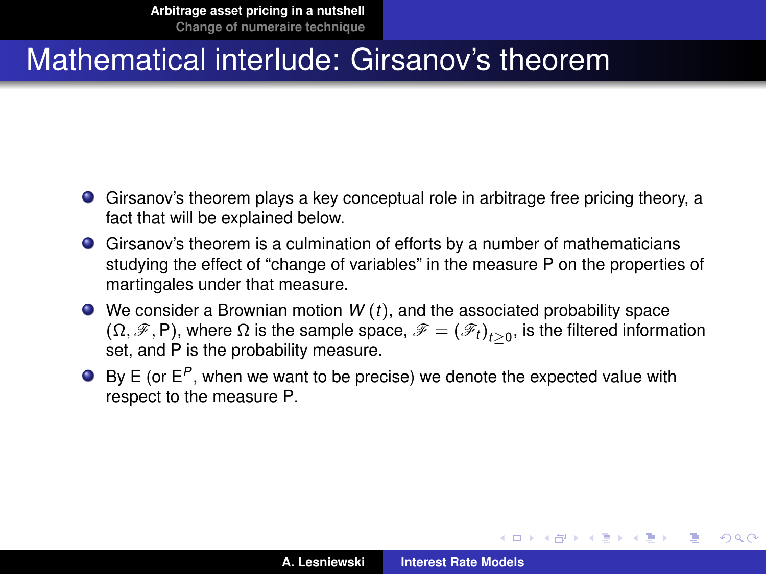# Mathematical interlude: Girsanov's theorem

- Girsanov's theorem plays a key conceptual role in arbitrage free pricing theory, a fact that will be explained below.
- Girsanov's theorem is a culmination of efforts by a number of mathematicians studying the effect of "change of variables" in the measure P on the properties of martingales under that measure.
- We consider a Brownian motion $W(t)$, and the associated probability space $(\Omega, \mathscr{F}, \mathrm{P})$, where $\Omega$ is the sample space, $\mathscr{F} = (\mathscr{F}_t)_{t \geq 0}$, is the filtered information set, and P is the probability measure.
- By E (or $\mathrm{E}^P$, when we want to be precise) we denote the expected value with respect to the measure P.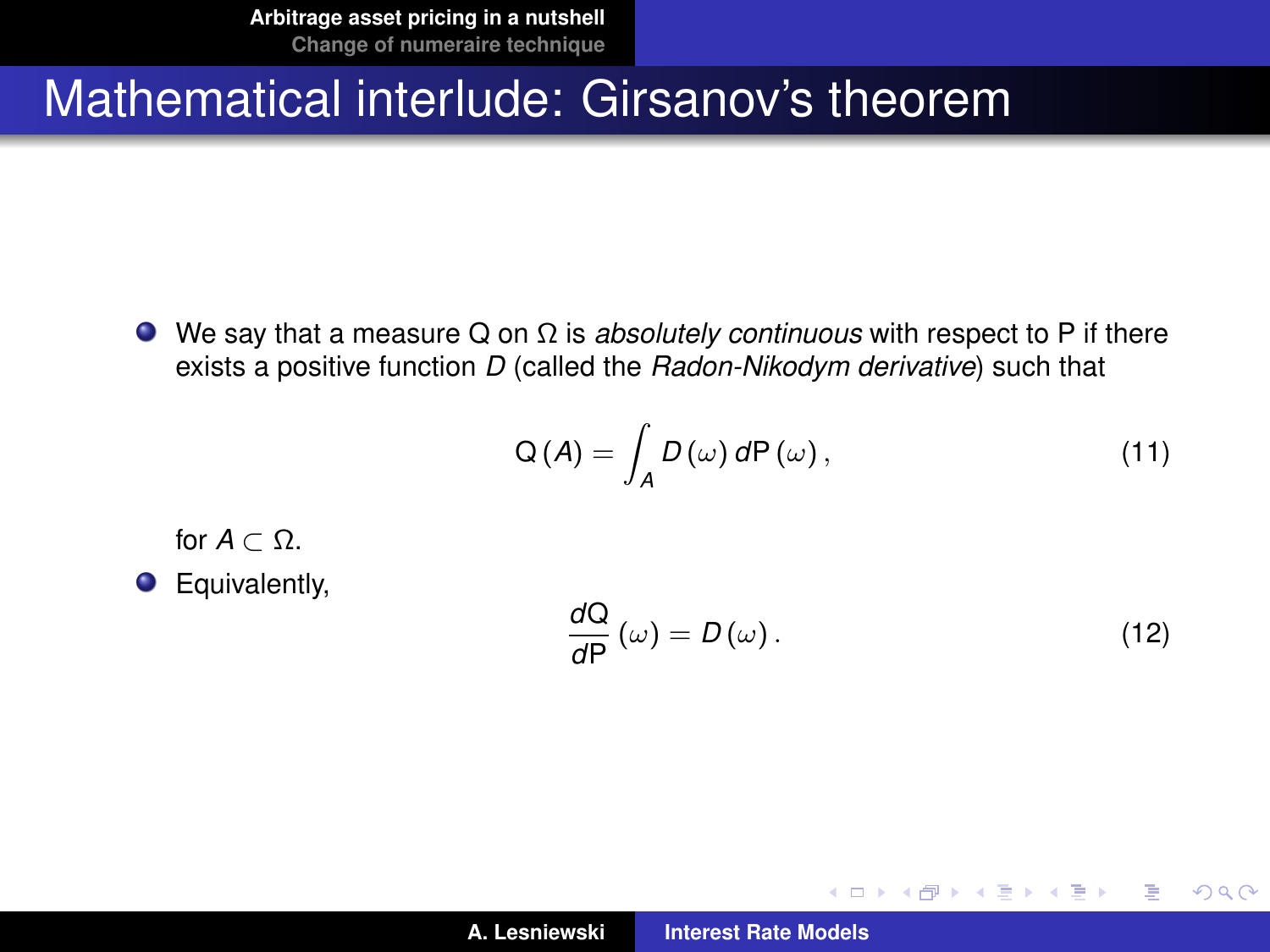# Mathematical interlude: Girsanov's theorem

- We say that a measure Q on $\Omega$ is *absolutely continuous* with respect to P if there exists a positive function $D$ (called the *Radon-Nikodym derivative*) such that

$$\mathrm{Q}(A) = \int_A D(\omega)\, d\mathrm{P}(\omega)\,, \tag{11}$$

  for $A \subset \Omega$.

- Equivalently,

$$\frac{d\mathrm{Q}}{d\mathrm{P}}(\omega) = D(\omega)\,. \tag{12}$$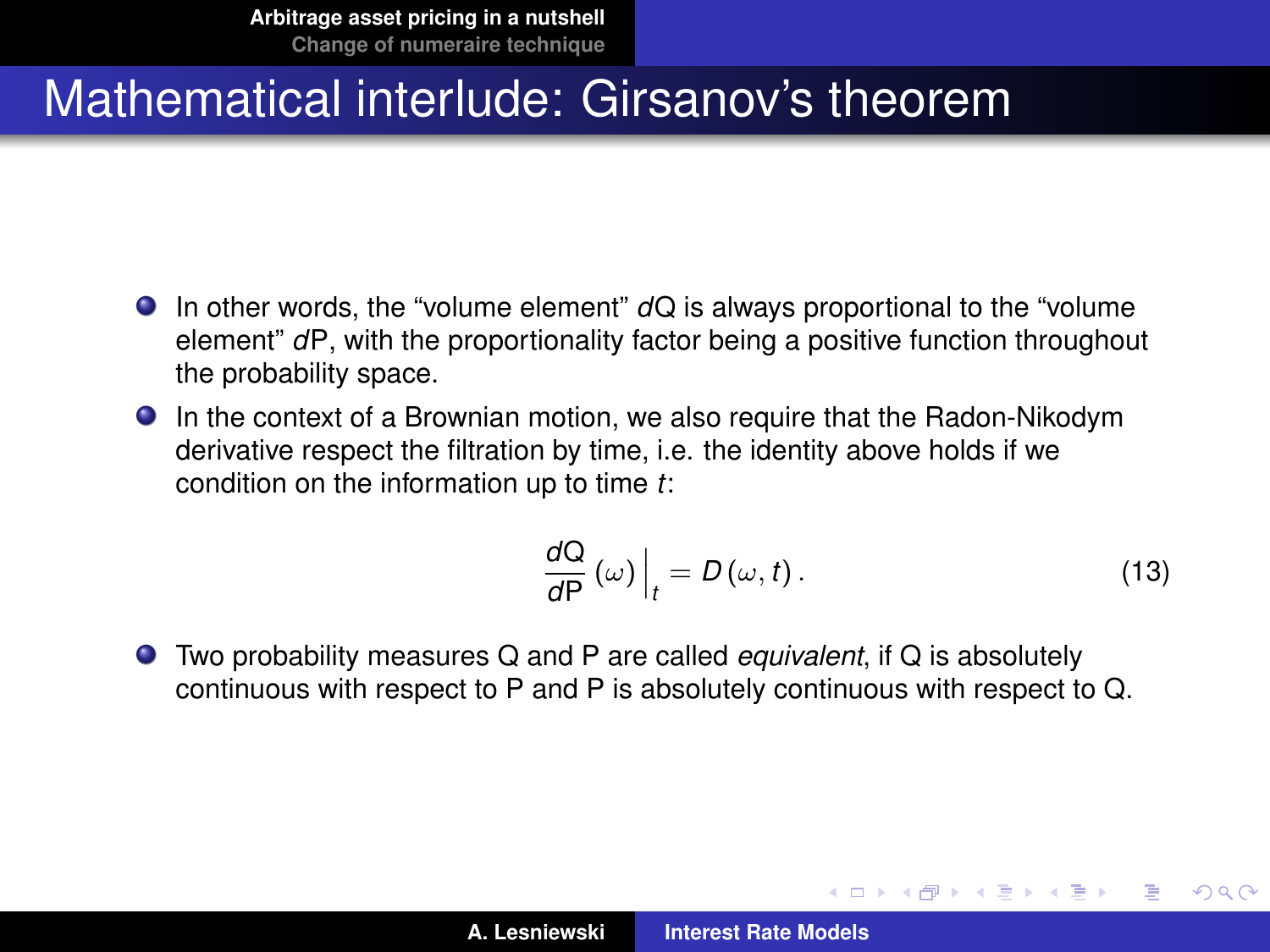# Mathematical interlude: Girsanov's theorem

- In other words, the "volume element" $d\mathrm{Q}$ is always proportional to the "volume element" $d\mathrm{P}$, with the proportionality factor being a positive function throughout the probability space.
- In the context of a Brownian motion, we also require that the Radon-Nikodym derivative respect the filtration by time, i.e. the identity above holds if we condition on the information up to time $t$:

$$\frac{d\mathrm{Q}}{d\mathrm{P}}(\omega)\Big|_t = D(\omega, t). \tag{13}$$

- Two probability measures Q and P are called *equivalent*, if Q is absolutely continuous with respect to P and P is absolutely continuous with respect to Q.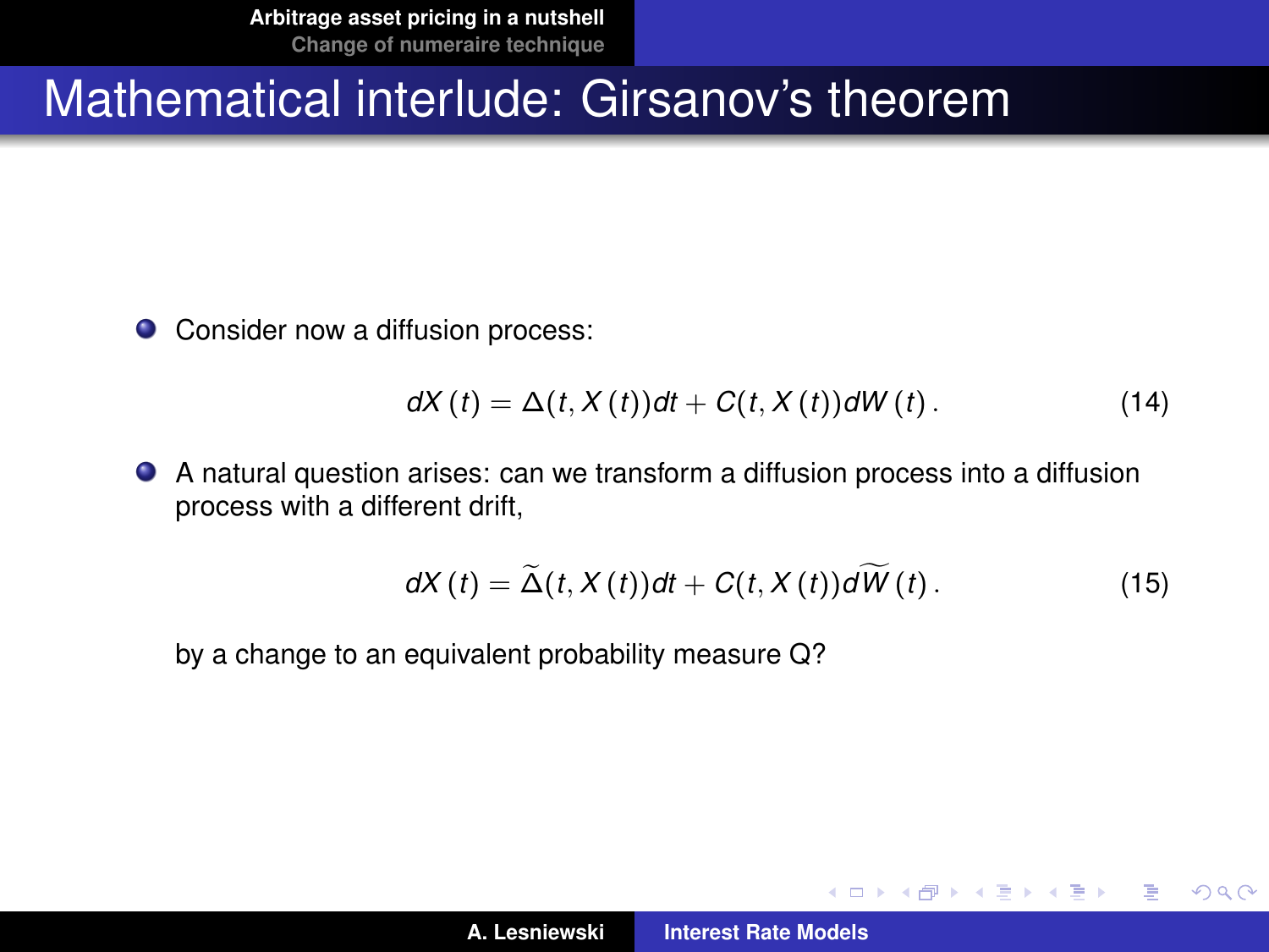# Mathematical interlude: Girsanov's theorem

- Consider now a diffusion process:

$$dX(t) = \Delta(t, X(t))dt + C(t, X(t))dW(t). \tag{14}$$

- A natural question arises: can we transform a diffusion process into a diffusion process with a different drift,

$$dX(t) = \widetilde{\Delta}(t, X(t))dt + C(t, X(t))d\widetilde{W}(t). \tag{15}$$

  by a change to an equivalent probability measure Q?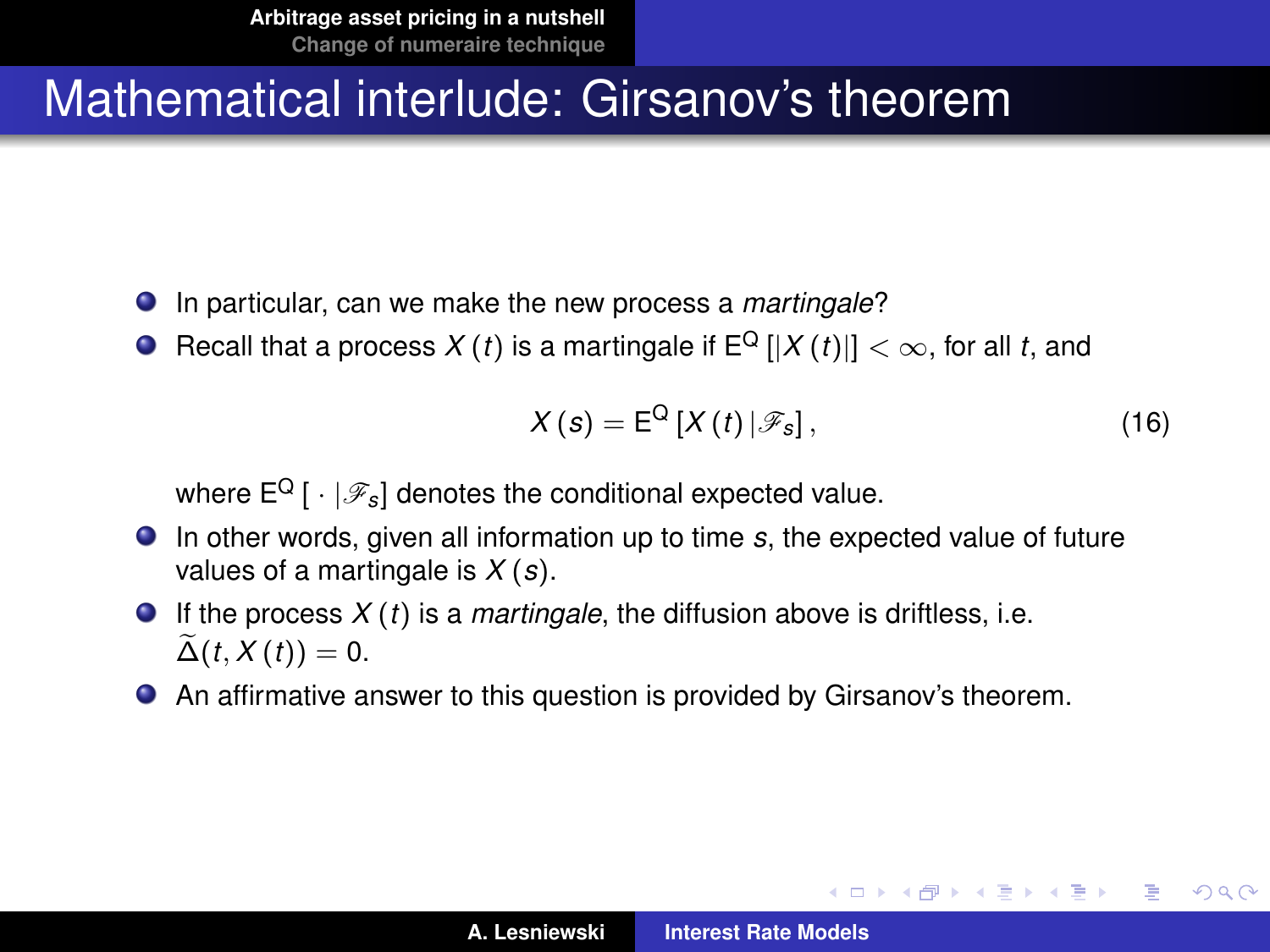# Mathematical interlude: Girsanov's theorem

- In particular, can we make the new process a *martingale*?
- Recall that a process $X(t)$ is a martingale if $\mathrm{E}^{\mathrm{Q}}[|X(t)|] < \infty$, for all $t$, and

$$X(s) = \mathrm{E}^{\mathrm{Q}}[X(t) \,|\, \mathscr{F}_s], \tag{16}$$

  where $\mathrm{E}^{\mathrm{Q}}[\,\cdot\,|\mathscr{F}_s]$ denotes the conditional expected value.
- In other words, given all information up to time $s$, the expected value of future values of a martingale is $X(s)$.
- If the process $X(t)$ is a *martingale*, the diffusion above is driftless, i.e. $\widetilde{\Delta}(t, X(t)) = 0$.
- An affirmative answer to this question is provided by Girsanov's theorem.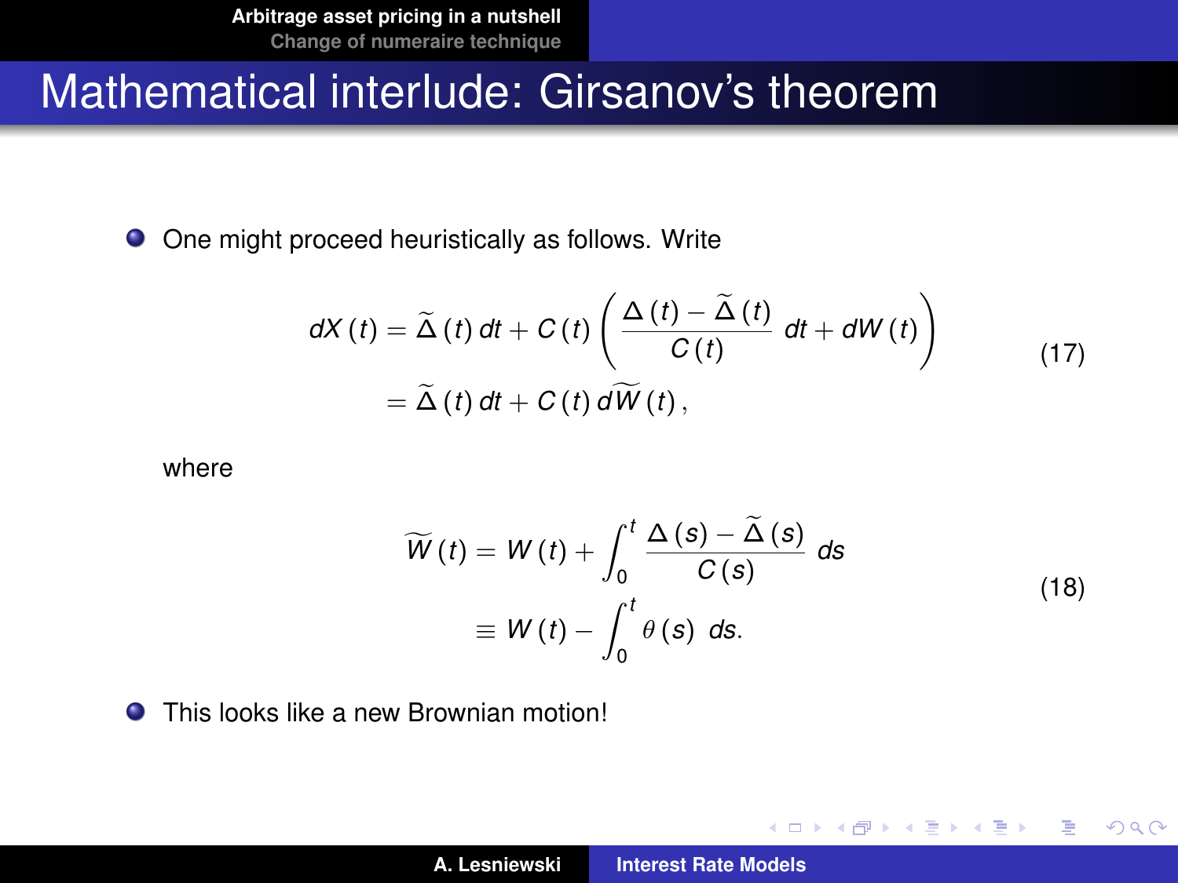# Mathematical interlude: Girsanov's theorem

- One might proceed heuristically as follows. Write

$$
\begin{aligned}
dX(t) &= \widetilde{\Delta}(t)\,dt + C(t)\left(\frac{\Delta(t) - \widetilde{\Delta}(t)}{C(t)}\,dt + dW(t)\right) \\
&= \widetilde{\Delta}(t)\,dt + C(t)\,d\widetilde{W}(t),
\end{aligned}
\tag{17}
$$

where

$$
\begin{aligned}
\widetilde{W}(t) &= W(t) + \int_0^t \frac{\Delta(s) - \widetilde{\Delta}(s)}{C(s)}\,ds \\
&\equiv W(t) - \int_0^t \theta(s)\,ds.
\end{aligned}
\tag{18}
$$

- This looks like a new Brownian motion!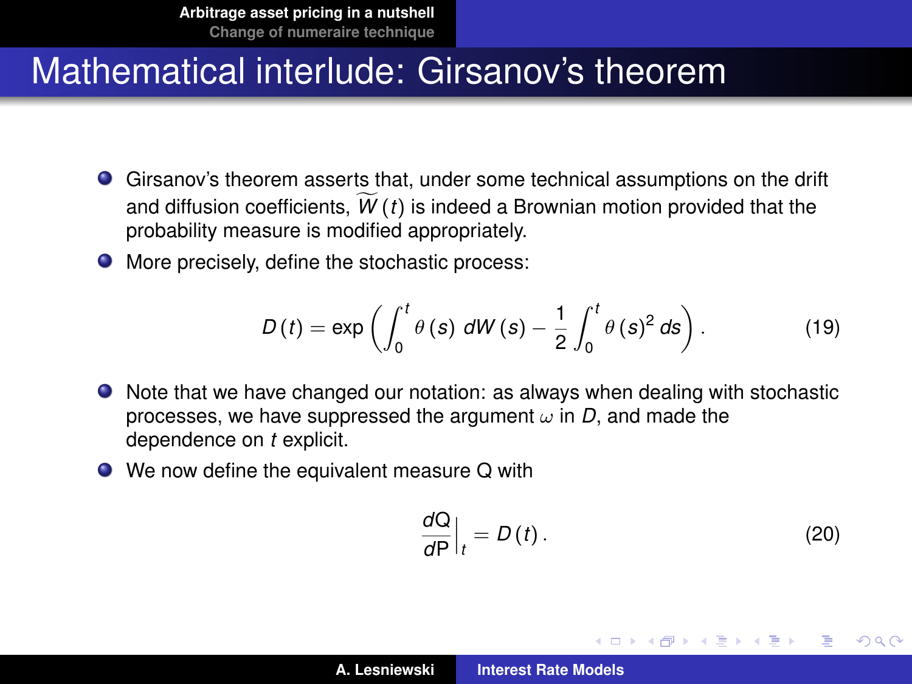# Mathematical interlude: Girsanov's theorem

- Girsanov's theorem asserts that, under some technical assumptions on the drift and diffusion coefficients, $\widetilde{W}(t)$ is indeed a Brownian motion provided that the probability measure is modified appropriately.
- More precisely, define the stochastic process:

$$D(t) = \exp\left(\int_0^t \theta(s)\, dW(s) - \frac{1}{2}\int_0^t \theta(s)^2\, ds\right). \tag{19}$$

- Note that we have changed our notation: as always when dealing with stochastic processes, we have suppressed the argument $\omega$ in $D$, and made the dependence on $t$ explicit.
- We now define the equivalent measure Q with

$$\frac{d\mathrm{Q}}{d\mathrm{P}}\bigg|_t = D(t). \tag{20}$$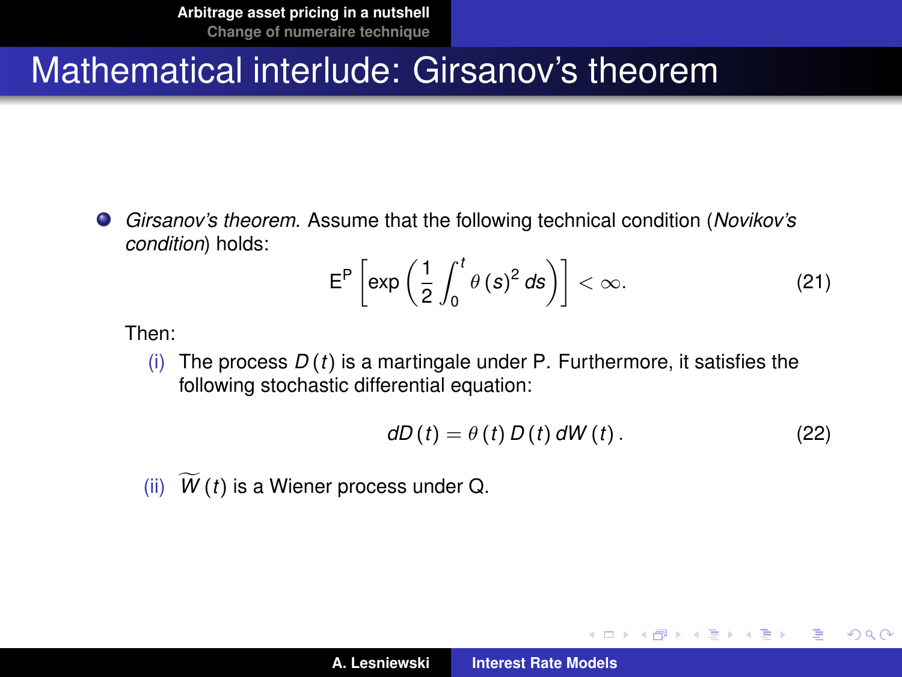# Mathematical interlude: Girsanov's theorem

- *Girsanov's theorem*. Assume that the following technical condition (*Novikov's condition*) holds:

$$\mathrm{E}^{\mathrm{P}}\left[\exp\left(\frac{1}{2}\int_0^t \theta(s)^2\, ds\right)\right] < \infty. \tag{21}$$

  Then:

  (i) The process $D(t)$ is a martingale under P. Furthermore, it satisfies the following stochastic differential equation:

$$dD(t) = \theta(t)\, D(t)\, dW(t). \tag{22}$$

  (ii) $\widetilde{W}(t)$ is a Wiener process under Q.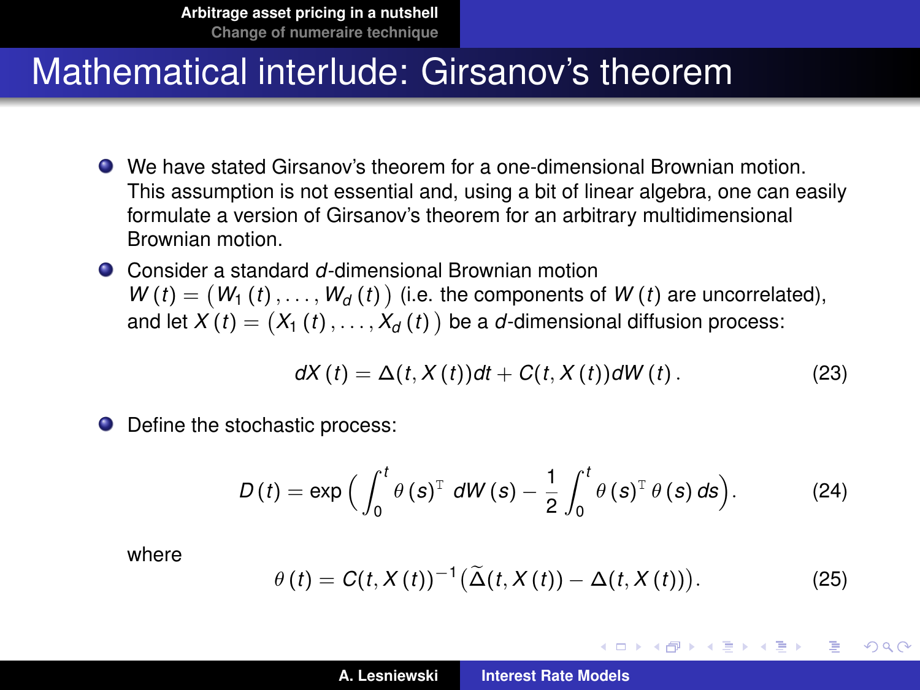# Mathematical interlude: Girsanov's theorem

- We have stated Girsanov's theorem for a one-dimensional Brownian motion. This assumption is not essential and, using a bit of linear algebra, one can easily formulate a version of Girsanov's theorem for an arbitrary multidimensional Brownian motion.
- Consider a standard $d$-dimensional Brownian motion $W(t) = \big(W_1(t), \ldots, W_d(t)\big)$ (i.e. the components of $W(t)$ are uncorrelated), and let $X(t) = \big(X_1(t), \ldots, X_d(t)\big)$ be a $d$-dimensional diffusion process:

$$dX(t) = \Delta(t, X(t))dt + C(t, X(t))dW(t). \tag{23}$$

- Define the stochastic process:

$$D(t) = \exp\Big(\int_0^t \theta(s)^{\mathrm{T}}\, dW(s) - \frac{1}{2}\int_0^t \theta(s)^{\mathrm{T}}\theta(s)\, ds\Big). \tag{24}$$

where

$$\theta(t) = C(t, X(t))^{-1}\big(\widetilde{\Delta}(t, X(t)) - \Delta(t, X(t))\big). \tag{25}$$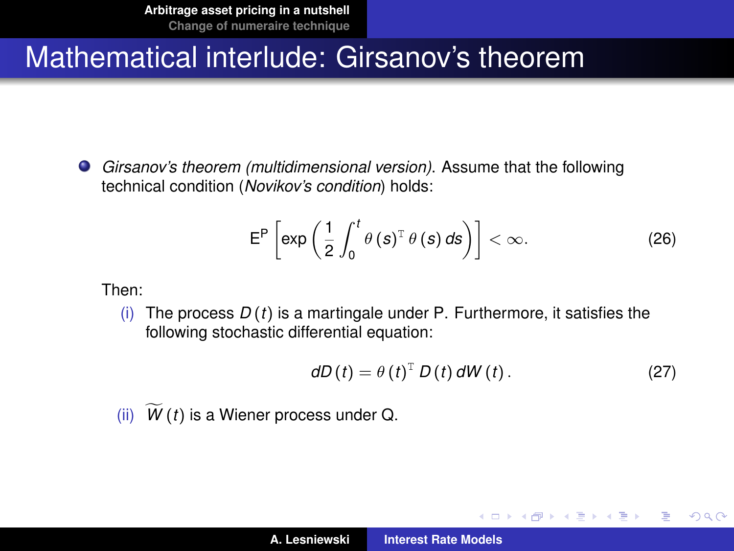# Mathematical interlude: Girsanov's theorem

- *Girsanov's theorem (multidimensional version)*. Assume that the following technical condition (*Novikov's condition*) holds:

$$\mathrm{E}^{\mathrm{P}}\left[\exp\left(\frac{1}{2}\int_0^t \theta(s)^{\mathrm{T}}\,\theta(s)\,ds\right)\right] < \infty. \tag{26}$$

  Then:

  (i) The process $D(t)$ is a martingale under P. Furthermore, it satisfies the following stochastic differential equation:

$$dD(t) = \theta(t)^{\mathrm{T}}\,D(t)\,dW(t)\,. \tag{27}$$

  (ii) $\widetilde{W}(t)$ is a Wiener process under Q.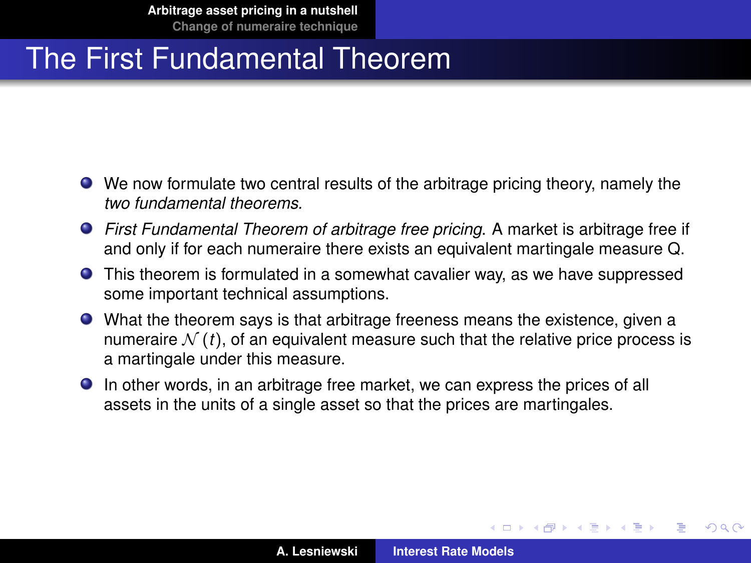# The First Fundamental Theorem

- We now formulate two central results of the arbitrage pricing theory, namely the *two fundamental theorems.*
- *First Fundamental Theorem of arbitrage free pricing*. A market is arbitrage free if and only if for each numeraire there exists an equivalent martingale measure Q.
- This theorem is formulated in a somewhat cavalier way, as we have suppressed some important technical assumptions.
- What the theorem says is that arbitrage freeness means the existence, given a numeraire $\mathcal{N}(t)$, of an equivalent measure such that the relative price process is a martingale under this measure.
- In other words, in an arbitrage free market, we can express the prices of all assets in the units of a single asset so that the prices are martingales.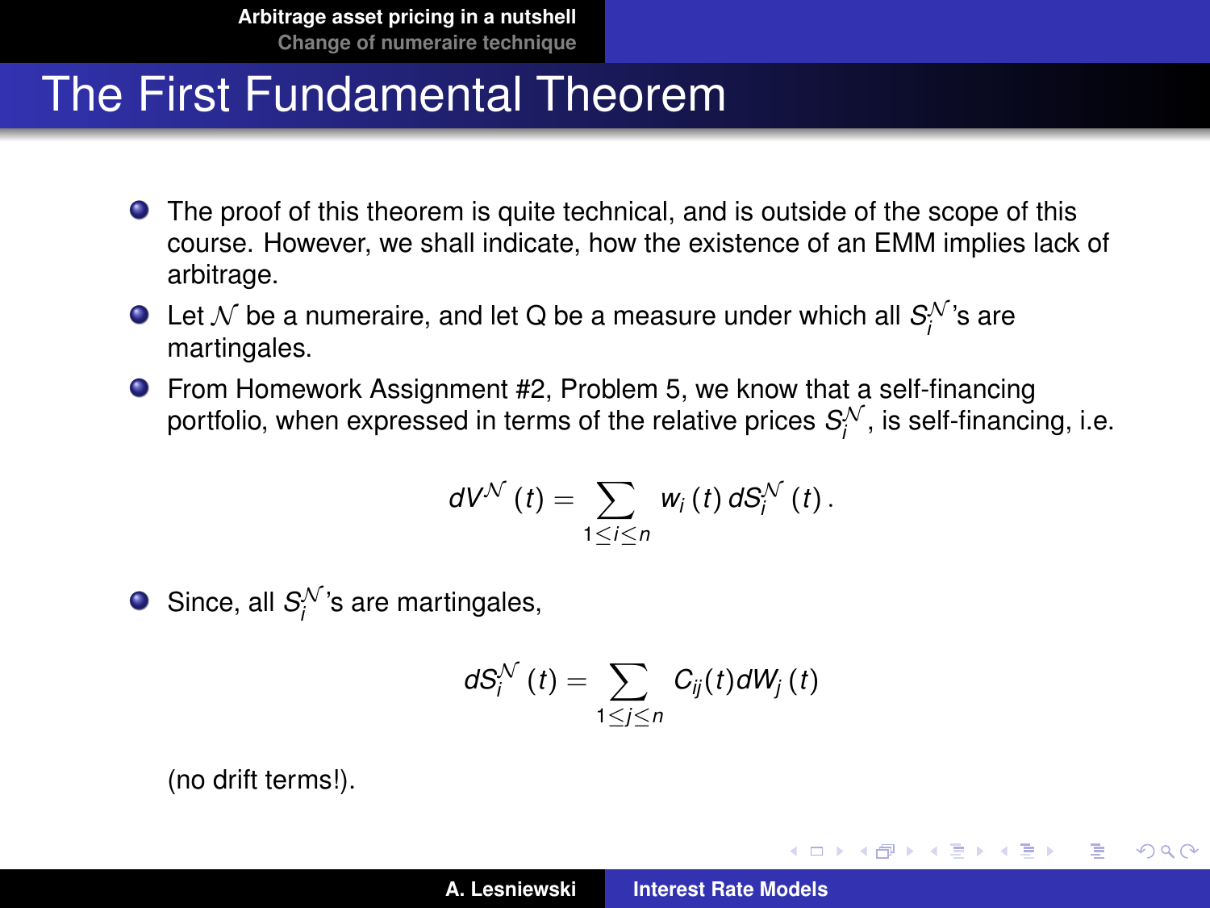# The First Fundamental Theorem

- The proof of this theorem is quite technical, and is outside of the scope of this course. However, we shall indicate, how the existence of an EMM implies lack of arbitrage.
- Let $\mathcal{N}$ be a numeraire, and let Q be a measure under which all $S_i^{\mathcal{N}}$'s are martingales.
- From Homework Assignment #2, Problem 5, we know that a self-financing portfolio, when expressed in terms of the relative prices $S_i^{\mathcal{N}}$, is self-financing, i.e.

$$dV^{\mathcal{N}}(t) = \sum_{1 \leq i \leq n} w_i(t)\, dS_i^{\mathcal{N}}(t)\,.$$

- Since, all $S_i^{\mathcal{N}}$'s are martingales,

$$dS_i^{\mathcal{N}}(t) = \sum_{1 \leq j \leq n} C_{ij}(t) dW_j(t)$$

(no drift terms!).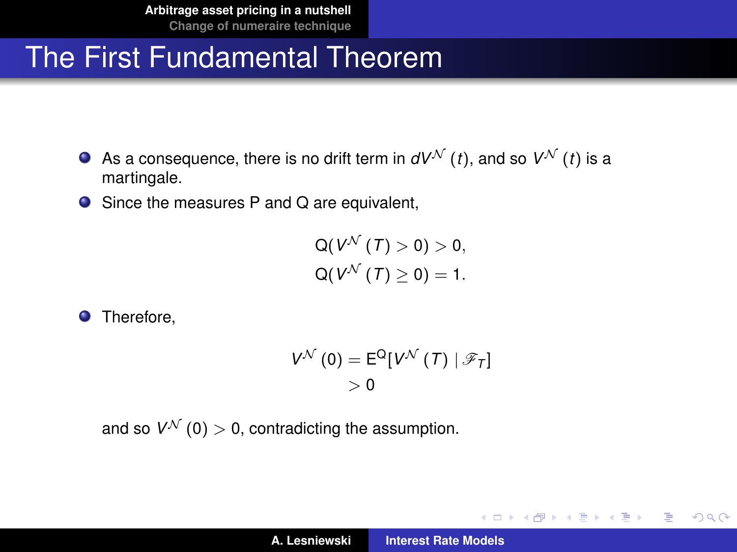# The First Fundamental Theorem

- As a consequence, there is no drift term in $dV^{\mathcal{N}}(t)$, and so $V^{\mathcal{N}}(t)$ is a martingale.
- Since the measures P and Q are equivalent,

$$
\begin{aligned}
\mathsf{Q}(V^{\mathcal{N}}(T) > 0) &> 0, \\
\mathsf{Q}(V^{\mathcal{N}}(T) \geq 0) &= 1.
\end{aligned}
$$

- Therefore,

$$
\begin{aligned}
V^{\mathcal{N}}(0) &= \mathsf{E}^{\mathsf{Q}}[V^{\mathcal{N}}(T) \mid \mathscr{F}_T] \\
&> 0
\end{aligned}
$$

and so $V^{\mathcal{N}}(0) > 0$, contradicting the assumption.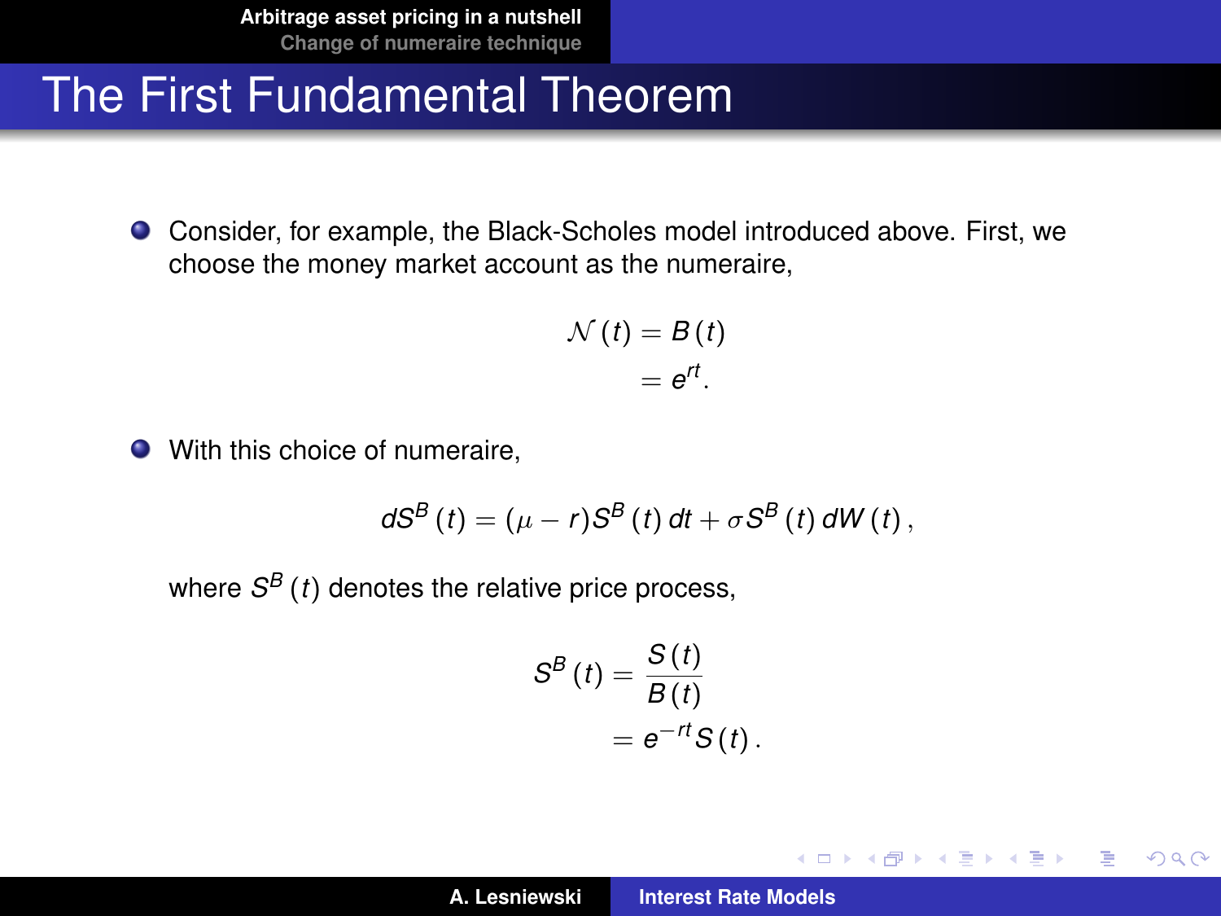# The First Fundamental Theorem

- Consider, for example, the Black-Scholes model introduced above. First, we choose the money market account as the numeraire,

$$
\begin{aligned}
\mathcal{N}(t) &= B(t) \\
&= e^{rt}.
\end{aligned}
$$

- With this choice of numeraire,

$$
dS^B(t) = (\mu - r) S^B(t)\, dt + \sigma S^B(t)\, dW(t),
$$

where $S^B(t)$ denotes the relative price process,

$$
\begin{aligned}
S^B(t) &= \frac{S(t)}{B(t)} \\
&= e^{-rt} S(t).
\end{aligned}
$$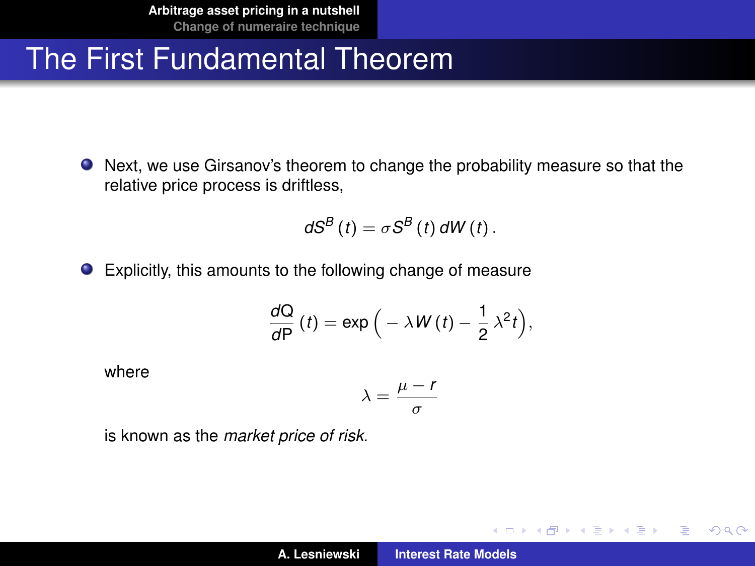# The First Fundamental Theorem

- Next, we use Girsanov's theorem to change the probability measure so that the relative price process is driftless,

$$dS^B(t) = \sigma S^B(t)\, dW(t)\,.$$

- Explicitly, this amounts to the following change of measure

$$\frac{dQ}{dP}(t) = \exp\Big( -\lambda W(t) - \frac{1}{2}\lambda^2 t \Big),$$

  where

$$\lambda = \frac{\mu - r}{\sigma}$$

  is known as the *market price of risk*.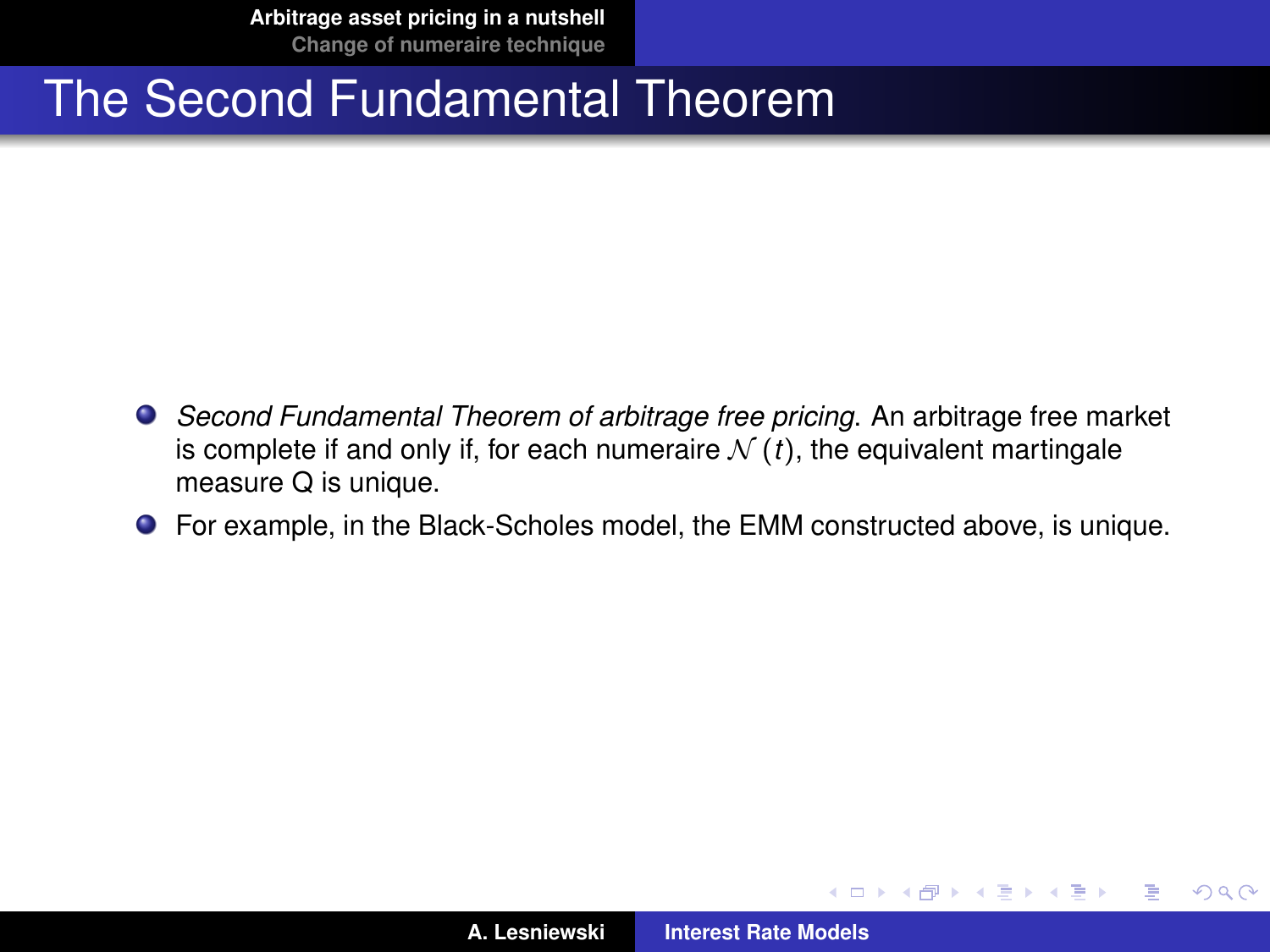# The Second Fundamental Theorem

- *Second Fundamental Theorem of arbitrage free pricing*. An arbitrage free market is complete if and only if, for each numeraire $\mathcal{N}(t)$, the equivalent martingale measure Q is unique.
- For example, in the Black-Scholes model, the EMM constructed above, is unique.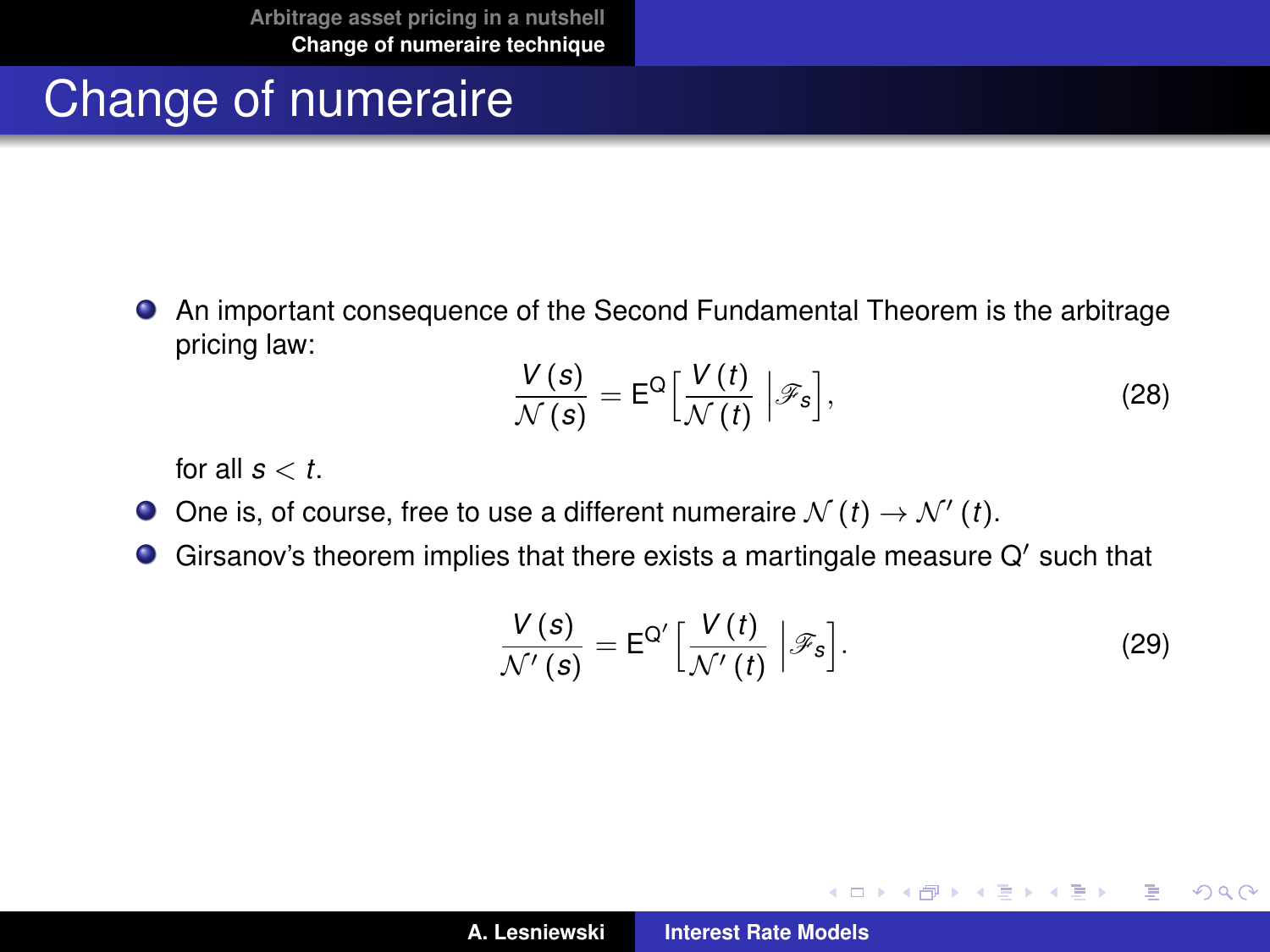# Change of numeraire

- An important consequence of the Second Fundamental Theorem is the arbitrage pricing law:

$$\frac{V(s)}{\mathcal{N}(s)} = \mathrm{E}^{\mathrm{Q}}\Big[\frac{V(t)}{\mathcal{N}(t)}\,\Big|\mathscr{F}_s\Big], \tag{28}$$

  for all $s < t$.

- One is, of course, free to use a different numeraire $\mathcal{N}(t) \to \mathcal{N}'(t)$.
- Girsanov's theorem implies that there exists a martingale measure $\mathrm{Q}'$ such that

$$\frac{V(s)}{\mathcal{N}'(s)} = \mathrm{E}^{\mathrm{Q}'}\Big[\frac{V(t)}{\mathcal{N}'(t)}\,\Big|\mathscr{F}_s\Big]. \tag{29}$$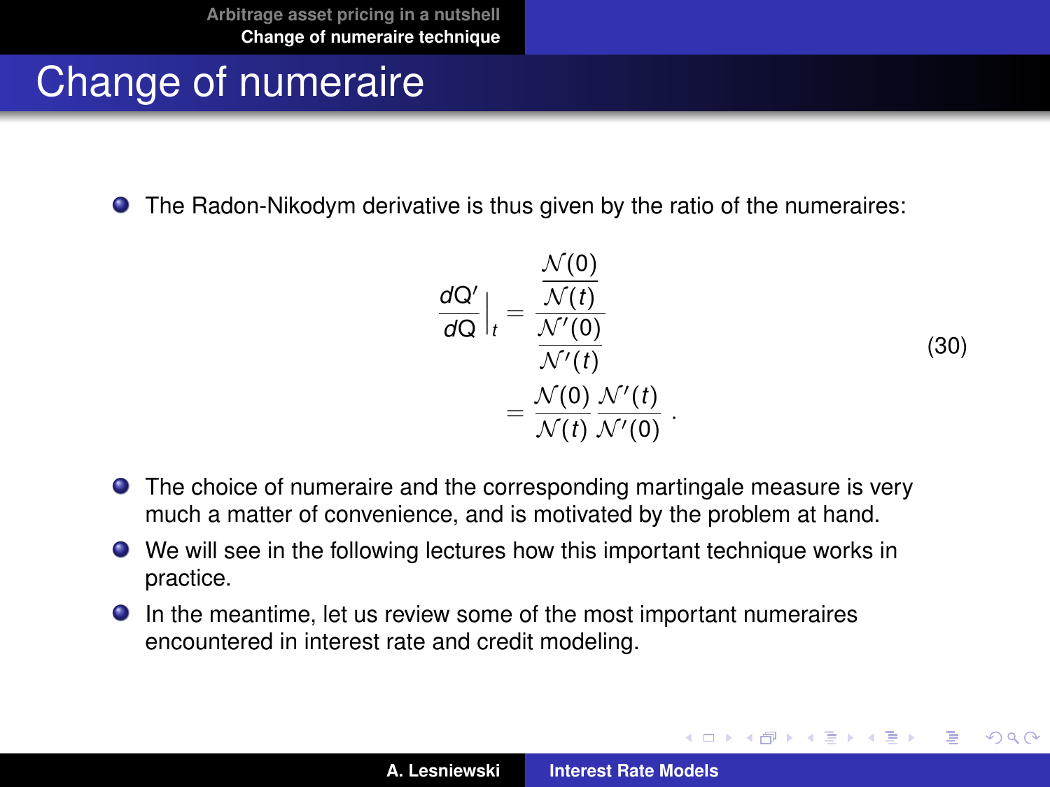# Change of numeraire

- The Radon-Nikodym derivative is thus given by the ratio of the numeraires:

$$
\begin{aligned}
\frac{dQ'}{dQ}\Big|_t &= \frac{\dfrac{\mathcal{N}(0)}{\mathcal{N}(t)}}{\dfrac{\mathcal{N}'(0)}{\mathcal{N}'(t)}} \\
&= \frac{\mathcal{N}(0)}{\mathcal{N}(t)} \frac{\mathcal{N}'(t)}{\mathcal{N}'(0)} \, .
\end{aligned}
\tag{30}
$$

- The choice of numeraire and the corresponding martingale measure is very much a matter of convenience, and is motivated by the problem at hand.
- We will see in the following lectures how this important technique works in practice.
- In the meantime, let us review some of the most important numeraires encountered in interest rate and credit modeling.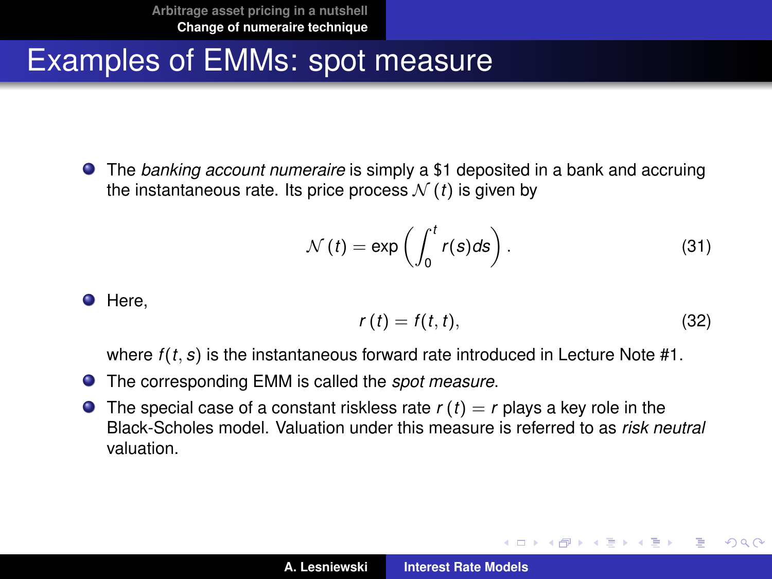# Examples of EMMs: spot measure

- The *banking account numeraire* is simply a \$1 deposited in a bank and accruing the instantaneous rate. Its price process $\mathcal{N}(t)$ is given by

$$\mathcal{N}(t) = \exp\left(\int_0^t r(s)ds\right). \tag{31}$$

- Here,

$$r(t) = f(t, t), \tag{32}$$

  where $f(t, s)$ is the instantaneous forward rate introduced in Lecture Note #1.

- The corresponding EMM is called the *spot measure*.
- The special case of a constant riskless rate $r(t) = r$ plays a key role in the Black-Scholes model. Valuation under this measure is referred to as *risk neutral* valuation.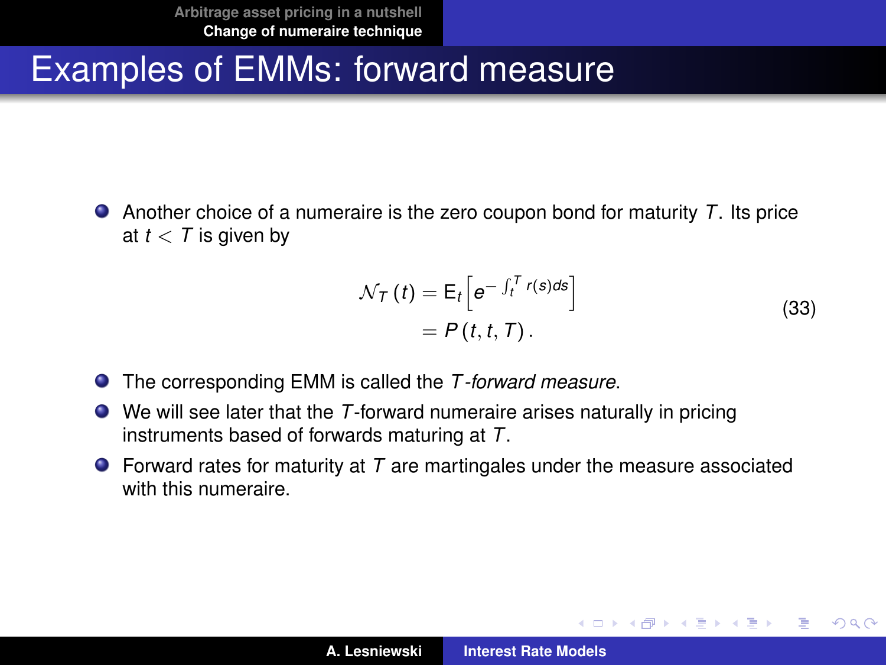# Examples of EMMs: forward measure

- Another choice of a numeraire is the zero coupon bond for maturity $T$. Its price at $t < T$ is given by

$$
\begin{aligned}
\mathcal{N}_T(t) &= \mathrm{E}_t\Big[e^{-\int_t^T r(s)ds}\Big] \\
&= P(t, t, T)\,.
\end{aligned}
\tag{33}
$$

- The corresponding EMM is called the *$T$-forward measure*.
- We will see later that the $T$-forward numeraire arises naturally in pricing instruments based of forwards maturing at $T$.
- Forward rates for maturity at $T$ are martingales under the measure associated with this numeraire.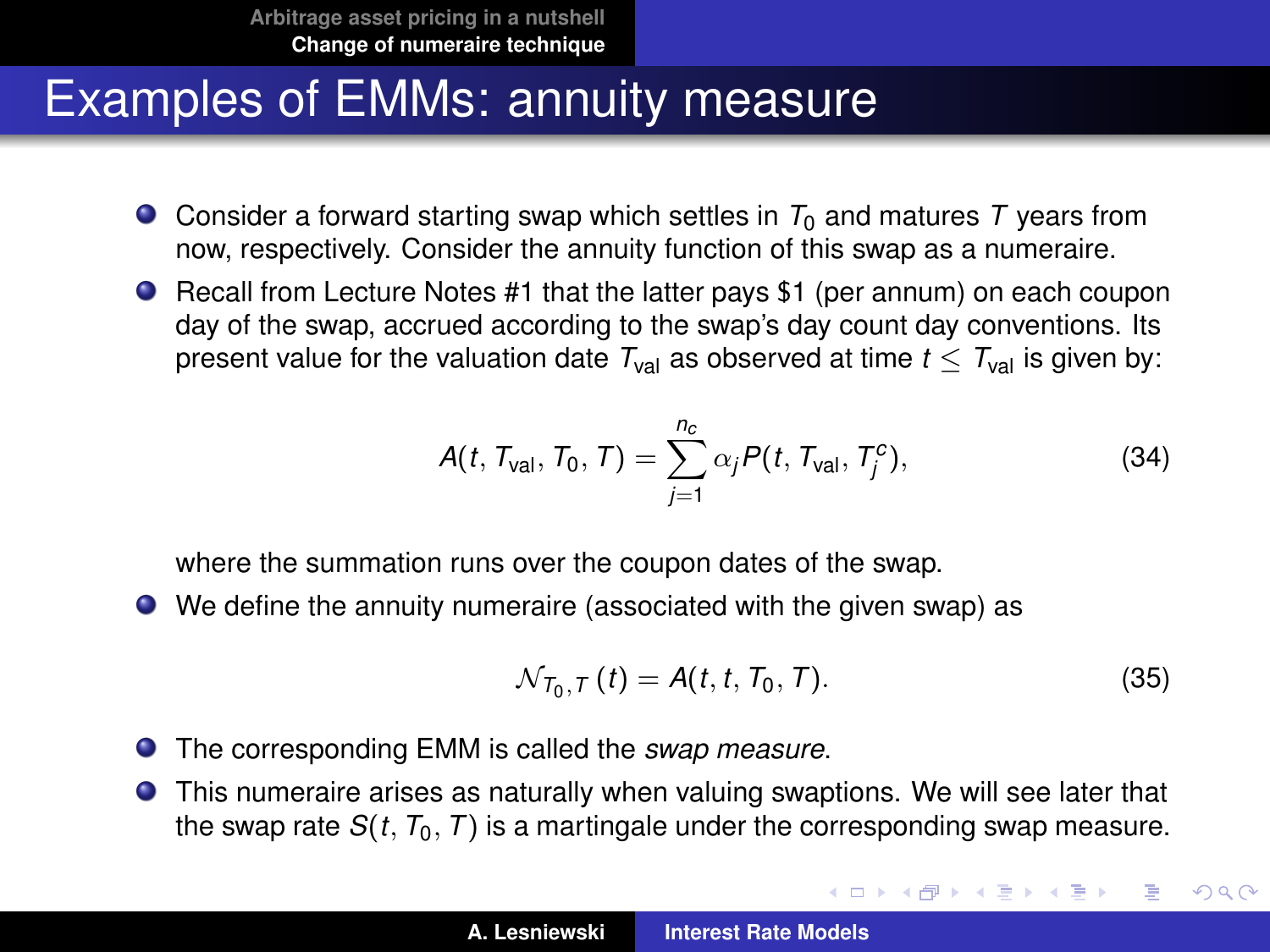# Examples of EMMs: annuity measure

- Consider a forward starting swap which settles in $T_0$ and matures $T$ years from now, respectively. Consider the annuity function of this swap as a numeraire.
- Recall from Lecture Notes #1 that the latter pays $1 (per annum) on each coupon day of the swap, accrued according to the swap's day count day conventions. Its present value for the valuation date $T_{\text{val}}$ as observed at time $t \leq T_{\text{val}}$ is given by:

$$A(t, T_{\text{val}}, T_0, T) = \sum_{j=1}^{n_c} \alpha_j P(t, T_{\text{val}}, T_j^c), \tag{34}$$

  where the summation runs over the coupon dates of the swap.
- We define the annuity numeraire (associated with the given swap) as

$$\mathcal{N}_{T_0,T}(t) = A(t, t, T_0, T). \tag{35}$$

- The corresponding EMM is called the *swap measure*.
- This numeraire arises as naturally when valuing swaptions. We will see later that the swap rate $S(t, T_0, T)$ is a martingale under the corresponding swap measure.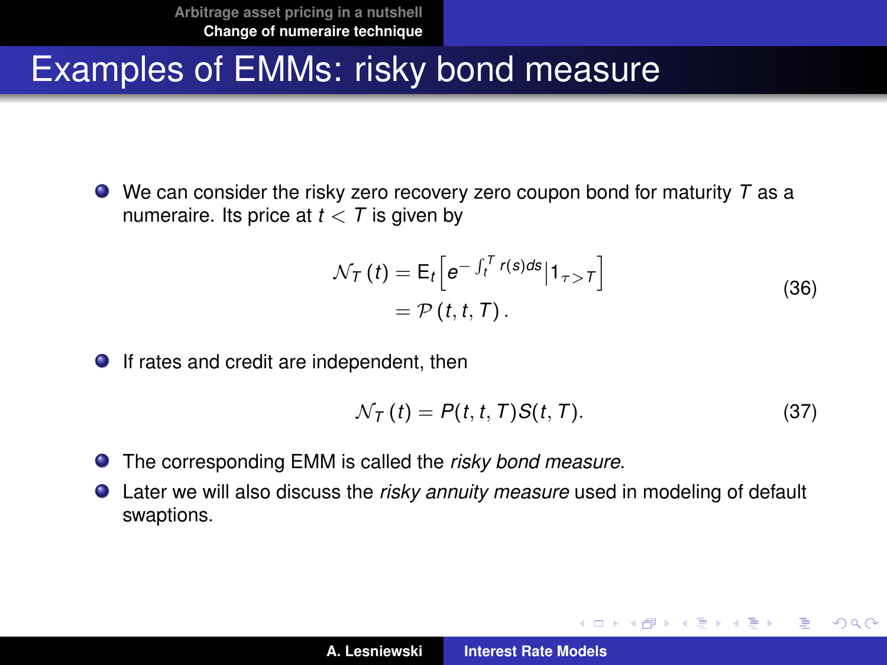# Examples of EMMs: risky bond measure

- We can consider the risky zero recovery zero coupon bond for maturity $T$ as a numeraire. Its price at $t < T$ is given by

$$
\begin{aligned}
\mathcal{N}_T(t) &= \mathrm{E}_t\Big[e^{-\int_t^T r(s)ds}\Big|1_{\tau > T}\Big] \\
&= \mathcal{P}(t, t, T).
\end{aligned}
\tag{36}
$$

- If rates and credit are independent, then

$$
\mathcal{N}_T(t) = P(t, t, T)S(t, T). \tag{37}
$$

- The corresponding EMM is called the *risky bond measure*.
- Later we will also discuss the *risky annuity measure* used in modeling of default swaptions.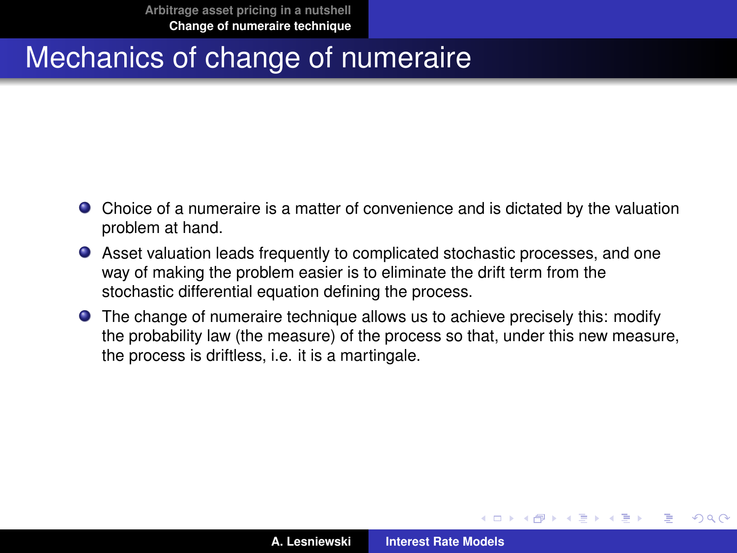# Mechanics of change of numeraire

- Choice of a numeraire is a matter of convenience and is dictated by the valuation problem at hand.
- Asset valuation leads frequently to complicated stochastic processes, and one way of making the problem easier is to eliminate the drift term from the stochastic differential equation defining the process.
- The change of numeraire technique allows us to achieve precisely this: modify the probability law (the measure) of the process so that, under this new measure, the process is driftless, i.e. it is a martingale.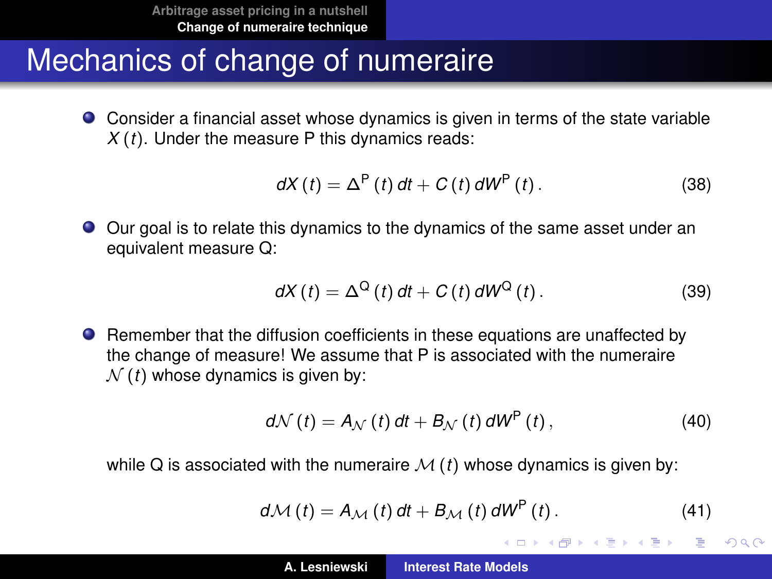# Mechanics of change of numeraire

- Consider a financial asset whose dynamics is given in terms of the state variable $X(t)$. Under the measure P this dynamics reads:

$$dX(t) = \Delta^{\mathrm{P}}(t)\,dt + C(t)\,dW^{\mathrm{P}}(t)\,. \tag{38}$$

- Our goal is to relate this dynamics to the dynamics of the same asset under an equivalent measure Q:

$$dX(t) = \Delta^{\mathrm{Q}}(t)\,dt + C(t)\,dW^{\mathrm{Q}}(t)\,. \tag{39}$$

- Remember that the diffusion coefficients in these equations are unaffected by the change of measure! We assume that P is associated with the numeraire $\mathcal{N}(t)$ whose dynamics is given by:

$$d\mathcal{N}(t) = A_{\mathcal{N}}(t)\,dt + B_{\mathcal{N}}(t)\,dW^{\mathrm{P}}(t)\,, \tag{40}$$

  while Q is associated with the numeraire $\mathcal{M}(t)$ whose dynamics is given by:

$$d\mathcal{M}(t) = A_{\mathcal{M}}(t)\,dt + B_{\mathcal{M}}(t)\,dW^{\mathrm{P}}(t)\,. \tag{41}$$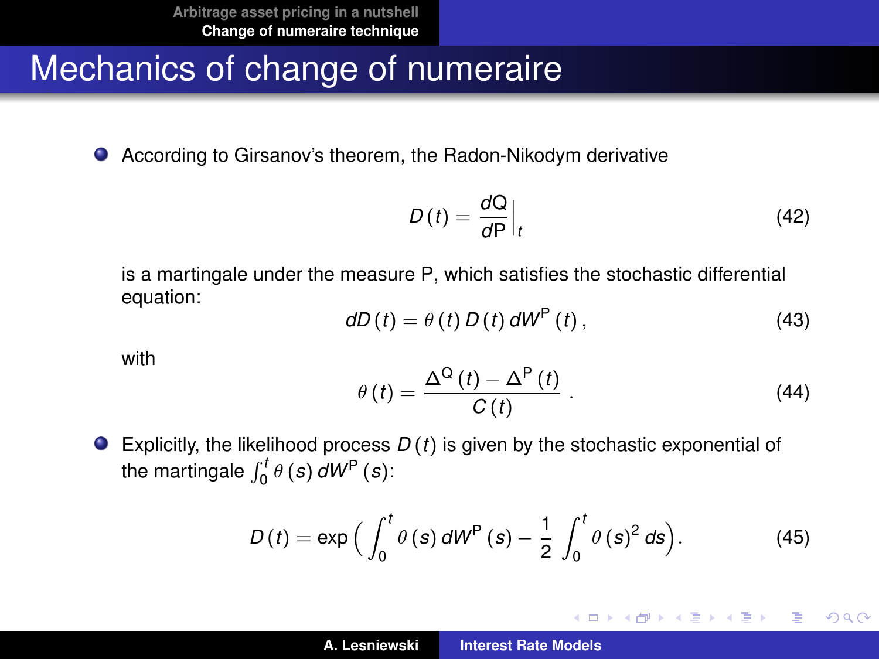# Mechanics of change of numeraire

- According to Girsanov's theorem, the Radon-Nikodym derivative

$$D(t) = \frac{dQ}{dP}\Big|_t \tag{42}$$

is a martingale under the measure P, which satisfies the stochastic differential equation:

$$dD(t) = \theta(t)\, D(t)\, dW^{P}(t)\,, \tag{43}$$

with

$$\theta(t) = \frac{\Delta^{Q}(t) - \Delta^{P}(t)}{C(t)}\,. \tag{44}$$

- Explicitly, the likelihood process $D(t)$ is given by the stochastic exponential of the martingale $\int_0^t \theta(s)\, dW^{P}(s)$:

$$D(t) = \exp\Big(\int_0^t \theta(s)\, dW^{P}(s) - \frac{1}{2}\int_0^t \theta(s)^2\, ds\Big). \tag{45}$$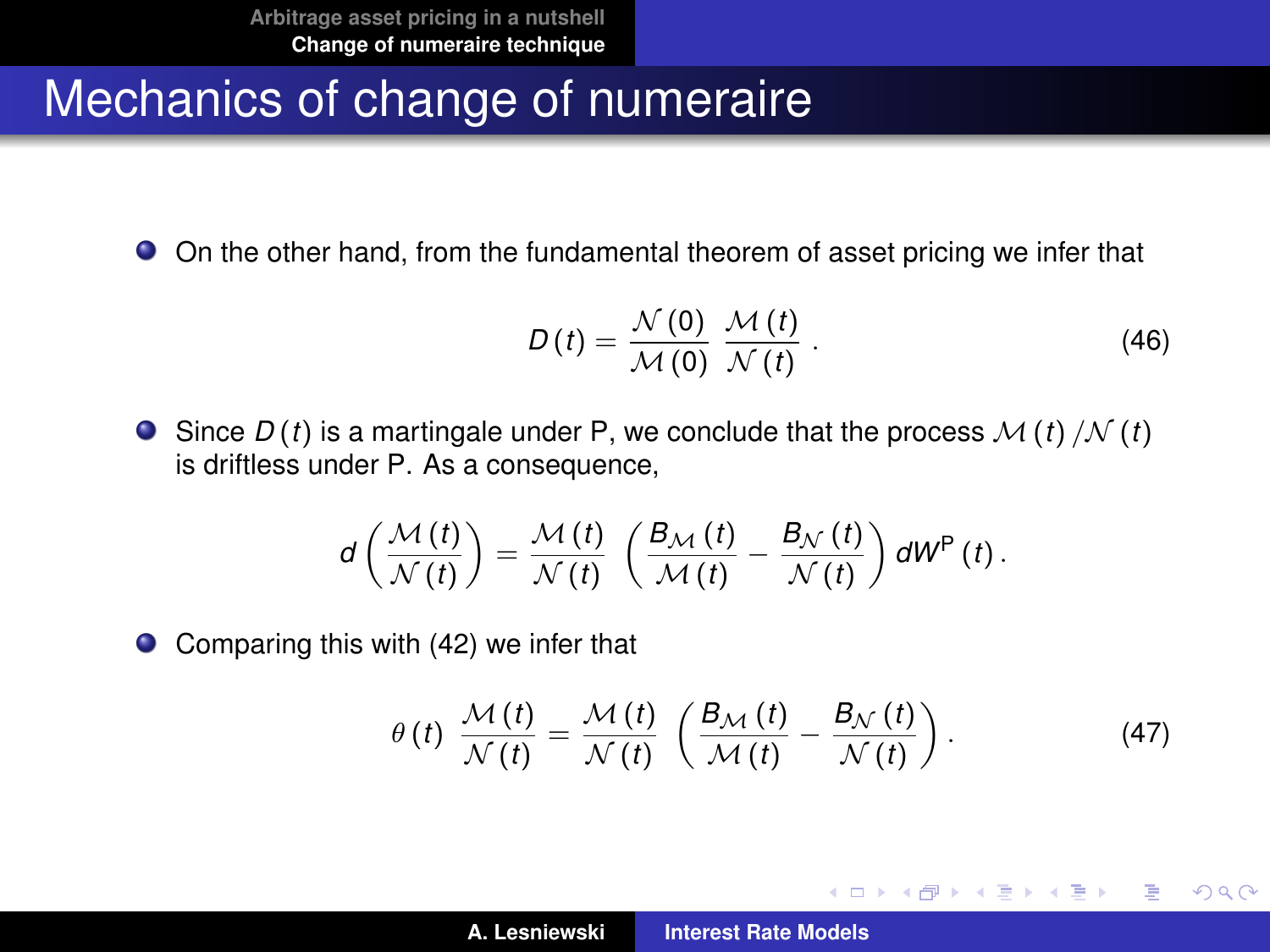# Mechanics of change of numeraire

- On the other hand, from the fundamental theorem of asset pricing we infer that

$$D(t) = \frac{\mathcal{N}(0)}{\mathcal{M}(0)} \, \frac{\mathcal{M}(t)}{\mathcal{N}(t)} \,. \tag{46}$$

- Since $D(t)$ is a martingale under P, we conclude that the process $\mathcal{M}(t)/\mathcal{N}(t)$ is driftless under P. As a consequence,

$$d\left(\frac{\mathcal{M}(t)}{\mathcal{N}(t)}\right) = \frac{\mathcal{M}(t)}{\mathcal{N}(t)} \, \left(\frac{B_{\mathcal{M}}(t)}{\mathcal{M}(t)} - \frac{B_{\mathcal{N}}(t)}{\mathcal{N}(t)}\right) dW^{\mathsf{P}}(t) \,.$$

- Comparing this with (42) we infer that

$$\theta(t) \, \frac{\mathcal{M}(t)}{\mathcal{N}(t)} = \frac{\mathcal{M}(t)}{\mathcal{N}(t)} \, \left(\frac{B_{\mathcal{M}}(t)}{\mathcal{M}(t)} - \frac{B_{\mathcal{N}}(t)}{\mathcal{N}(t)}\right) . \tag{47}$$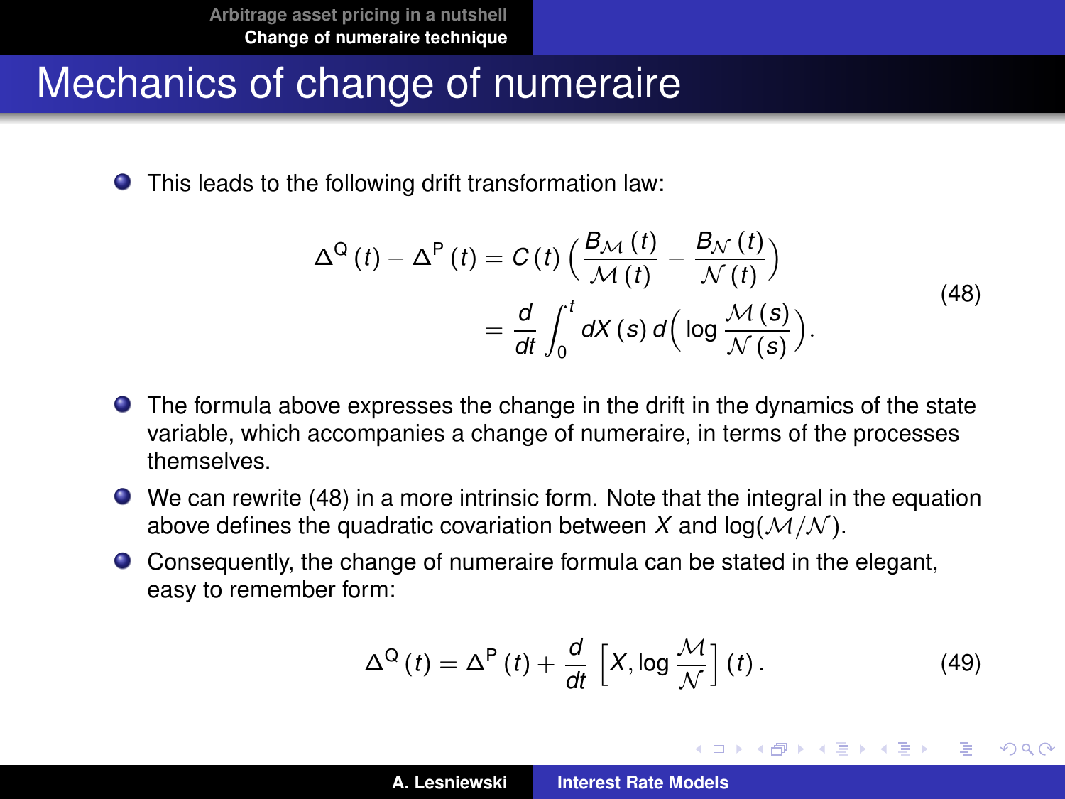# Mechanics of change of numeraire

- This leads to the following drift transformation law:

$$
\begin{aligned}
\Delta^{\mathsf{Q}}(t) - \Delta^{\mathsf{P}}(t) &= C(t)\left(\frac{B_{\mathcal{M}}(t)}{\mathcal{M}(t)} - \frac{B_{\mathcal{N}}(t)}{\mathcal{N}(t)}\right) \\
&= \frac{d}{dt}\int_0^t dX(s)\, d\Big(\log\frac{\mathcal{M}(s)}{\mathcal{N}(s)}\Big).
\end{aligned}
\tag{48}
$$

- The formula above expresses the change in the drift in the dynamics of the state variable, which accompanies a change of numeraire, in terms of the processes themselves.
- We can rewrite (48) in a more intrinsic form. Note that the integral in the equation above defines the quadratic covariation between $X$ and $\log(\mathcal{M}/\mathcal{N})$.
- Consequently, the change of numeraire formula can be stated in the elegant, easy to remember form:

$$
\Delta^{\mathsf{Q}}(t) = \Delta^{\mathsf{P}}(t) + \frac{d}{dt}\left[X, \log\frac{\mathcal{M}}{\mathcal{N}}\right](t).
\tag{49}
$$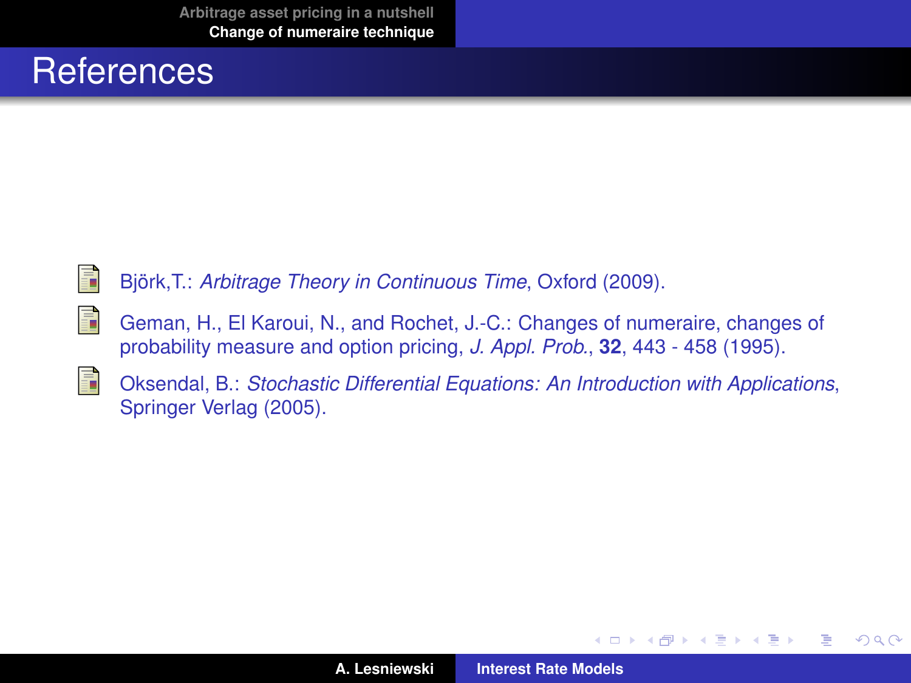# References

- Björk,T.: *Arbitrage Theory in Continuous Time*, Oxford (2009).
- Geman, H., El Karoui, N., and Rochet, J.-C.: Changes of numeraire, changes of probability measure and option pricing, *J. Appl. Prob.*, **32**, 443 - 458 (1995).
- Oksendal, B.: *Stochastic Differential Equations: An Introduction with Applications*, Springer Verlag (2005).